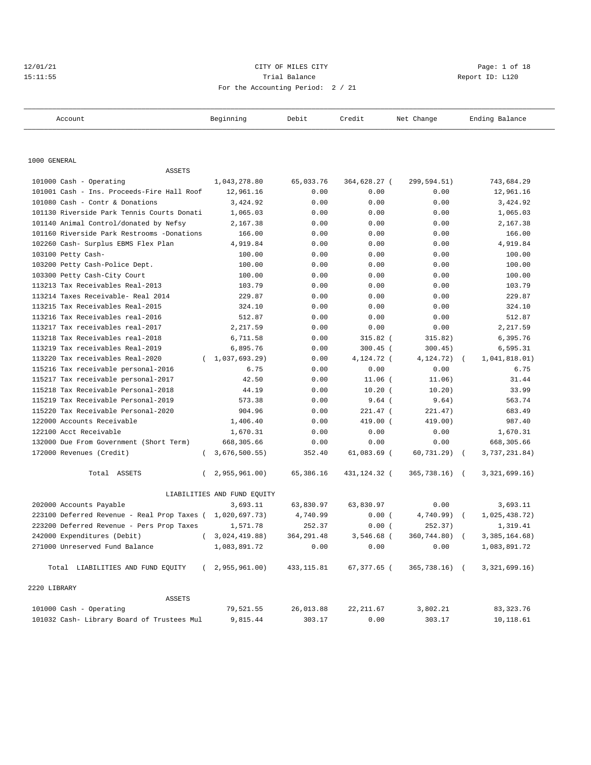CITY OF MILES CITY
Trial Balance
For the Accounting Period: 2 / 21

12/01/21
15:11:55

Report ID: L120

| Account | Beginning | Debit | Credit | Net Change | Ending Balance |
|---|---|---|---|---|---|
| **1000 GENERAL** | | | | | |
| ASSETS | | | | | |
| 101000 Cash - Operating | 1,043,278.80 | 65,033.76 | 364,628.27 | (299,594.51) | 743,684.29 |
| 101001 Cash - Ins. Proceeds-Fire Hall Roof | 12,961.16 | 0.00 | 0.00 | 0.00 | 12,961.16 |
| 101080 Cash - Contr & Donations | 3,424.92 | 0.00 | 0.00 | 0.00 | 3,424.92 |
| 101130 Riverside Park Tennis Courts Donati | 1,065.03 | 0.00 | 0.00 | 0.00 | 1,065.03 |
| 101140 Animal Control/donated by Nefsy | 2,167.38 | 0.00 | 0.00 | 0.00 | 2,167.38 |
| 101160 Riverside Park Restrooms -Donations | 166.00 | 0.00 | 0.00 | 0.00 | 166.00 |
| 102260 Cash- Surplus EBMS Flex Plan | 4,919.84 | 0.00 | 0.00 | 0.00 | 4,919.84 |
| 103100 Petty Cash- | 100.00 | 0.00 | 0.00 | 0.00 | 100.00 |
| 103200 Petty Cash-Police Dept. | 100.00 | 0.00 | 0.00 | 0.00 | 100.00 |
| 103300 Petty Cash-City Court | 100.00 | 0.00 | 0.00 | 0.00 | 100.00 |
| 113213 Tax Receivables Real-2013 | 103.79 | 0.00 | 0.00 | 0.00 | 103.79 |
| 113214 Taxes Receivable- Real 2014 | 229.87 | 0.00 | 0.00 | 0.00 | 229.87 |
| 113215 Tax Receivables Real-2015 | 324.10 | 0.00 | 0.00 | 0.00 | 324.10 |
| 113216 Tax Receivables real-2016 | 512.87 | 0.00 | 0.00 | 0.00 | 512.87 |
| 113217 Tax receivables real-2017 | 2,217.59 | 0.00 | 0.00 | 0.00 | 2,217.59 |
| 113218 Tax Receivables real-2018 | 6,711.58 | 0.00 | 315.82 | (315.82) | 6,395.76 |
| 113219 Tax receivables Real-2019 | 6,895.76 | 0.00 | 300.45 | (300.45) | 6,595.31 |
| 113220 Tax receivables Real-2020 | (1,037,693.29) | 0.00 | 4,124.72 | (4,124.72) | (1,041,818.01) |
| 115216 Tax receivable personal-2016 | 6.75 | 0.00 | 0.00 | 0.00 | 6.75 |
| 115217 Tax receivable personal-2017 | 42.50 | 0.00 | 11.06 | (11.06) | 31.44 |
| 115218 Tax Receivable Personal-2018 | 44.19 | 0.00 | 10.20 | (10.20) | 33.99 |
| 115219 Tax Receivable Personal-2019 | 573.38 | 0.00 | 9.64 | (9.64) | 563.74 |
| 115220 Tax Receivable Personal-2020 | 904.96 | 0.00 | 221.47 | (221.47) | 683.49 |
| 122000 Accounts Receivable | 1,406.40 | 0.00 | 419.00 | (419.00) | 987.40 |
| 122100 Acct Receivable | 1,670.31 | 0.00 | 0.00 | 0.00 | 1,670.31 |
| 132000 Due From Government (Short Term) | 668,305.66 | 0.00 | 0.00 | 0.00 | 668,305.66 |
| 172000 Revenues (Credit) | (3,676,500.55) | 352.40 | 61,083.69 | (60,731.29) | (3,737,231.84) |
| Total ASSETS | (2,955,961.00) | 65,386.16 | 431,124.32 | (365,738.16) | (3,321,699.16) |
| LIABILITIES AND FUND EQUITY | | | | | |
| 202000 Accounts Payable | 3,693.11 | 63,830.97 | 63,830.97 | 0.00 | 3,693.11 |
| 223100 Deferred Revenue - Real Prop Taxes | (1,020,697.73) | 4,740.99 | 0.00 | (4,740.99) | (1,025,438.72) |
| 223200 Deferred Revenue - Pers Prop Taxes | 1,571.78 | 252.37 | 0.00 | (252.37) | 1,319.41 |
| 242000 Expenditures (Debit) | (3,024,419.88) | 364,291.48 | 3,546.68 | (360,744.80) | (3,385,164.68) |
| 271000 Unreserved Fund Balance | 1,083,891.72 | 0.00 | 0.00 | 0.00 | 1,083,891.72 |
| Total LIABILITIES AND FUND EQUITY | (2,955,961.00) | 433,115.81 | 67,377.65 | (365,738.16) | (3,321,699.16) |
| **2220 LIBRARY** | | | | | |
| ASSETS | | | | | |
| 101000 Cash - Operating | 79,521.55 | 26,013.88 | 22,211.67 | 3,802.21 | 83,323.76 |
| 101032 Cash- Library Board of Trustees Mul | 9,815.44 | 303.17 | 0.00 | 303.17 | 10,118.61 |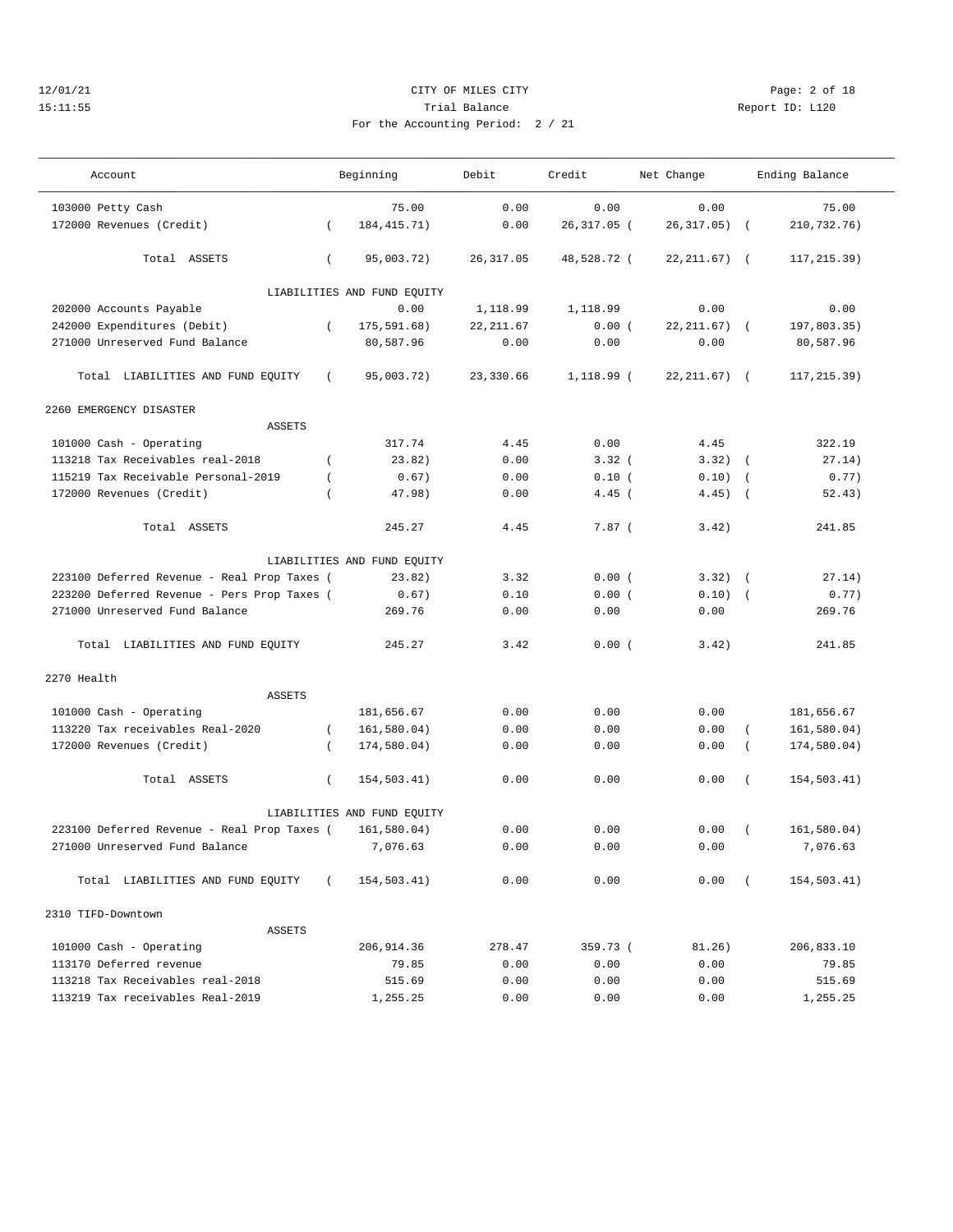CITY OF MILES CITY
Trial Balance
For the Accounting Period: 2 / 21

12/01/21
15:11:55

Report ID: L120

| Account | Beginning | Debit | Credit | Net Change | Ending Balance |
|---|---|---|---|---|---|
| 103000 Petty Cash | 75.00 | 0.00 | 0.00 | 0.00 | 75.00 |
| 172000 Revenues (Credit) | ( 184,415.71) | 0.00 | 26,317.05 ( | 26,317.05) ( | 210,732.76) |
| Total ASSETS | ( 95,003.72) | 26,317.05 | 48,528.72 ( | 22,211.67) ( | 117,215.39) |
| LIABILITIES AND FUND EQUITY | | | | | |
| 202000 Accounts Payable | 0.00 | 1,118.99 | 1,118.99 | 0.00 | 0.00 |
| 242000 Expenditures (Debit) | ( 175,591.68) | 22,211.67 | 0.00 ( | 22,211.67) ( | 197,803.35) |
| 271000 Unreserved Fund Balance | 80,587.96 | 0.00 | 0.00 | 0.00 | 80,587.96 |
| Total LIABILITIES AND FUND EQUITY | ( 95,003.72) | 23,330.66 | 1,118.99 ( | 22,211.67) ( | 117,215.39) |
| 2260 EMERGENCY DISASTER | | | | | |
| ASSETS | | | | | |
| 101000 Cash - Operating | 317.74 | 4.45 | 0.00 | 4.45 | 322.19 |
| 113218 Tax Receivables real-2018 | ( 23.82) | 0.00 | 3.32 ( | 3.32) ( | 27.14) |
| 115219 Tax Receivable Personal-2019 | ( 0.67) | 0.00 | 0.10 ( | 0.10) ( | 0.77) |
| 172000 Revenues (Credit) | ( 47.98) | 0.00 | 4.45 ( | 4.45) ( | 52.43) |
| Total ASSETS | 245.27 | 4.45 | 7.87 ( | 3.42) | 241.85 |
| LIABILITIES AND FUND EQUITY | | | | | |
| 223100 Deferred Revenue - Real Prop Taxes | ( 23.82) | 3.32 | 0.00 ( | 3.32) ( | 27.14) |
| 223200 Deferred Revenue - Pers Prop Taxes | ( 0.67) | 0.10 | 0.00 ( | 0.10) ( | 0.77) |
| 271000 Unreserved Fund Balance | 269.76 | 0.00 | 0.00 | 0.00 | 269.76 |
| Total LIABILITIES AND FUND EQUITY | 245.27 | 3.42 | 0.00 ( | 3.42) | 241.85 |
| 2270 Health | | | | | |
| ASSETS | | | | | |
| 101000 Cash - Operating | 181,656.67 | 0.00 | 0.00 | 0.00 | 181,656.67 |
| 113220 Tax receivables Real-2020 | ( 161,580.04) | 0.00 | 0.00 | 0.00 ( | 161,580.04) |
| 172000 Revenues (Credit) | ( 174,580.04) | 0.00 | 0.00 | 0.00 ( | 174,580.04) |
| Total ASSETS | ( 154,503.41) | 0.00 | 0.00 | 0.00 ( | 154,503.41) |
| LIABILITIES AND FUND EQUITY | | | | | |
| 223100 Deferred Revenue - Real Prop Taxes | ( 161,580.04) | 0.00 | 0.00 | 0.00 ( | 161,580.04) |
| 271000 Unreserved Fund Balance | 7,076.63 | 0.00 | 0.00 | 0.00 | 7,076.63 |
| Total LIABILITIES AND FUND EQUITY | ( 154,503.41) | 0.00 | 0.00 | 0.00 ( | 154,503.41) |
| 2310 TIFD-Downtown | | | | | |
| ASSETS | | | | | |
| 101000 Cash - Operating | 206,914.36 | 278.47 | 359.73 ( | 81.26) | 206,833.10 |
| 113170 Deferred revenue | 79.85 | 0.00 | 0.00 | 0.00 | 79.85 |
| 113218 Tax Receivables real-2018 | 515.69 | 0.00 | 0.00 | 0.00 | 515.69 |
| 113219 Tax receivables Real-2019 | 1,255.25 | 0.00 | 0.00 | 0.00 | 1,255.25 |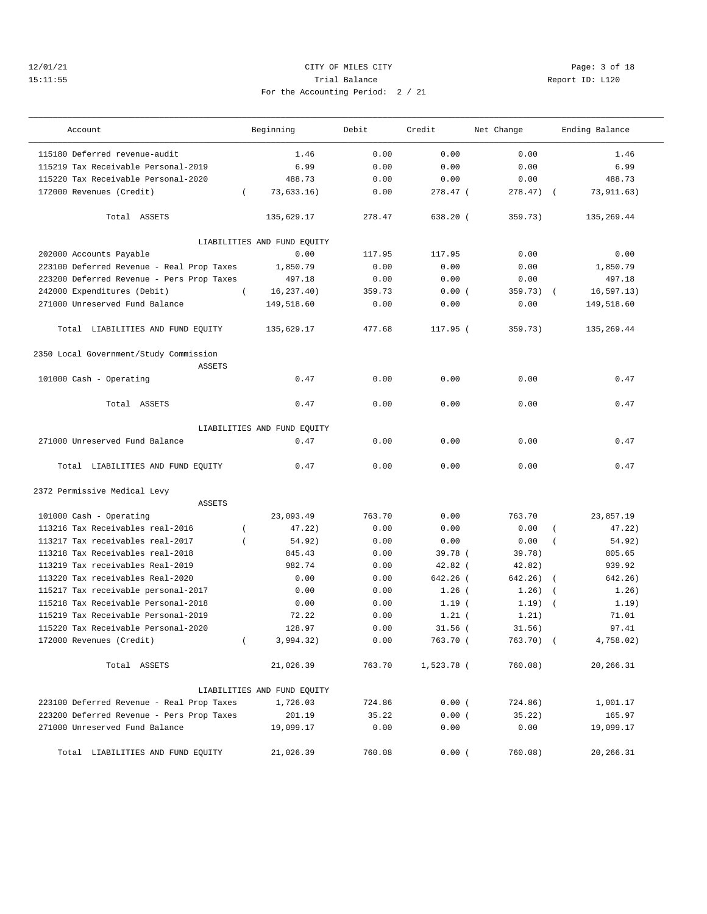12/01/21 CITY OF MILES CITY
15:11:55 Trial Balance Report ID: L120
For the Accounting Period: 2 / 21

| Account | Beginning | Debit | Credit | Net Change | Ending Balance |
|---|---|---|---|---|---|
| 115180 Deferred revenue-audit | 1.46 | 0.00 | 0.00 | 0.00 | 1.46 |
| 115219 Tax Receivable Personal-2019 | 6.99 | 0.00 | 0.00 | 0.00 | 6.99 |
| 115220 Tax Receivable Personal-2020 | 488.73 | 0.00 | 0.00 | 0.00 | 488.73 |
| 172000 Revenues (Credit) | ( 73,633.16) | 0.00 | 278.47 | ( 278.47) | ( 73,911.63) |
| Total ASSETS | 135,629.17 | 278.47 | 638.20 | ( 359.73) | 135,269.44 |
| LIABILITIES AND FUND EQUITY | | | | | |
| 202000 Accounts Payable | 0.00 | 117.95 | 117.95 | 0.00 | 0.00 |
| 223100 Deferred Revenue - Real Prop Taxes | 1,850.79 | 0.00 | 0.00 | 0.00 | 1,850.79 |
| 223200 Deferred Revenue - Pers Prop Taxes | 497.18 | 0.00 | 0.00 | 0.00 | 497.18 |
| 242000 Expenditures (Debit) | ( 16,237.40) | 359.73 | 0.00 | ( 359.73) | ( 16,597.13) |
| 271000 Unreserved Fund Balance | 149,518.60 | 0.00 | 0.00 | 0.00 | 149,518.60 |
| Total LIABILITIES AND FUND EQUITY | 135,629.17 | 477.68 | 117.95 | ( 359.73) | 135,269.44 |
| **2350 Local Government/Study Commission** | | | | | |
| ASSETS | | | | | |
| 101000 Cash - Operating | 0.47 | 0.00 | 0.00 | 0.00 | 0.47 |
| Total ASSETS | 0.47 | 0.00 | 0.00 | 0.00 | 0.47 |
| LIABILITIES AND FUND EQUITY | | | | | |
| 271000 Unreserved Fund Balance | 0.47 | 0.00 | 0.00 | 0.00 | 0.47 |
| Total LIABILITIES AND FUND EQUITY | 0.47 | 0.00 | 0.00 | 0.00 | 0.47 |
| **2372 Permissive Medical Levy** | | | | | |
| ASSETS | | | | | |
| 101000 Cash - Operating | 23,093.49 | 763.70 | 0.00 | 763.70 | 23,857.19 |
| 113216 Tax Receivables real-2016 | ( 47.22) | 0.00 | 0.00 | 0.00 | ( 47.22) |
| 113217 Tax receivables real-2017 | ( 54.92) | 0.00 | 0.00 | 0.00 | ( 54.92) |
| 113218 Tax Receivables real-2018 | 845.43 | 0.00 | 39.78 | ( 39.78) | 805.65 |
| 113219 Tax receivables Real-2019 | 982.74 | 0.00 | 42.82 | ( 42.82) | 939.92 |
| 113220 Tax receivables Real-2020 | 0.00 | 0.00 | 642.26 | ( 642.26) | ( 642.26) |
| 115217 Tax receivable personal-2017 | 0.00 | 0.00 | 1.26 | ( 1.26) | ( 1.26) |
| 115218 Tax Receivable Personal-2018 | 0.00 | 0.00 | 1.19 | ( 1.19) | ( 1.19) |
| 115219 Tax Receivable Personal-2019 | 72.22 | 0.00 | 1.21 | ( 1.21) | 71.01 |
| 115220 Tax Receivable Personal-2020 | 128.97 | 0.00 | 31.56 | ( 31.56) | 97.41 |
| 172000 Revenues (Credit) | ( 3,994.32) | 0.00 | 763.70 | ( 763.70) | ( 4,758.02) |
| Total ASSETS | 21,026.39 | 763.70 | 1,523.78 | ( 760.08) | 20,266.31 |
| LIABILITIES AND FUND EQUITY | | | | | |
| 223100 Deferred Revenue - Real Prop Taxes | 1,726.03 | 724.86 | 0.00 | ( 724.86) | 1,001.17 |
| 223200 Deferred Revenue - Pers Prop Taxes | 201.19 | 35.22 | 0.00 | ( 35.22) | 165.97 |
| 271000 Unreserved Fund Balance | 19,099.17 | 0.00 | 0.00 | 0.00 | 19,099.17 |
| Total LIABILITIES AND FUND EQUITY | 21,026.39 | 760.08 | 0.00 | ( 760.08) | 20,266.31 |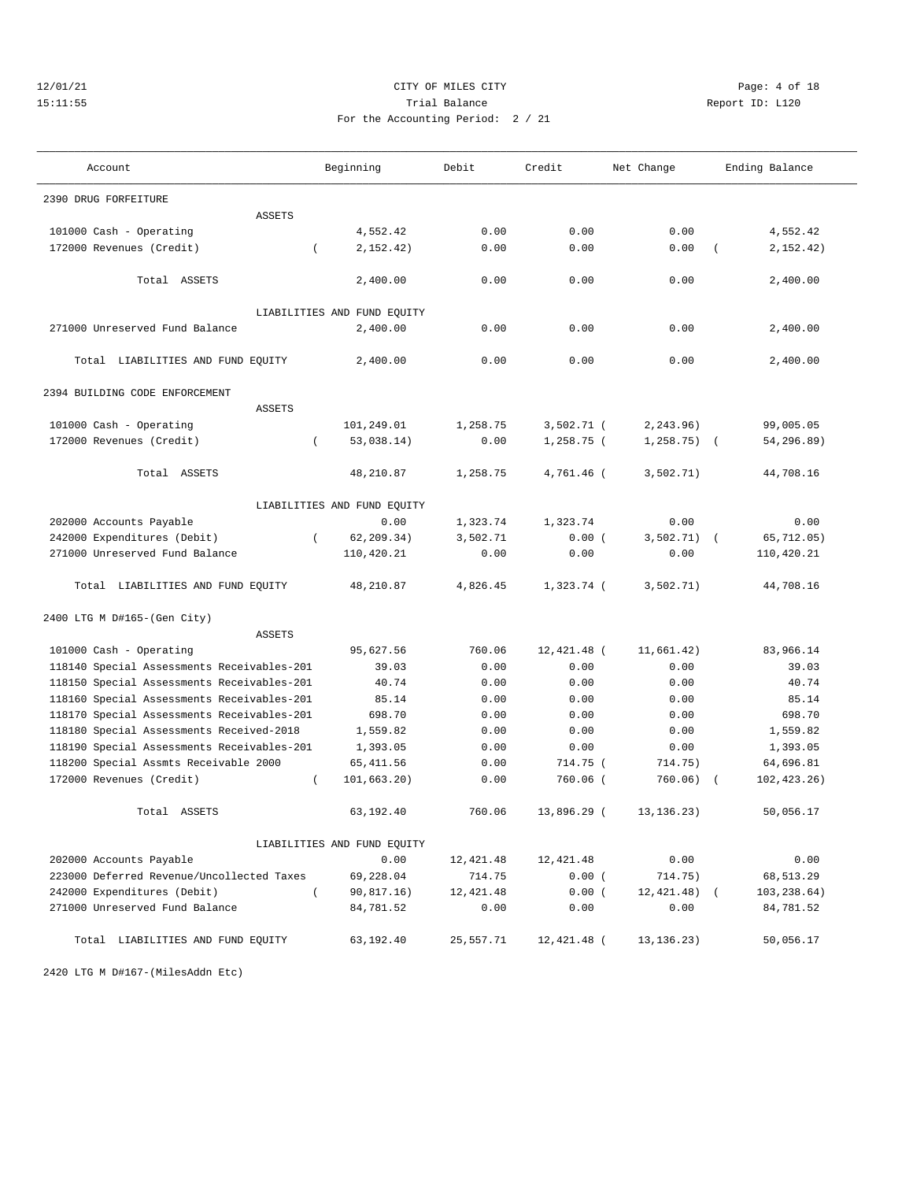12/01/21 CITY OF MILES CITY
15:11:55 Trial Balance Report ID: L120
For the Accounting Period: 2 / 21

| Account | Beginning | Debit | Credit | Net Change | Ending Balance |
|---|---|---|---|---|---|
| **2390 DRUG FORFEITURE** | | | | | |
| ASSETS | | | | | |
| 101000 Cash - Operating | 4,552.42 | 0.00 | 0.00 | 0.00 | 4,552.42 |
| 172000 Revenues (Credit) | ( 2,152.42) | 0.00 | 0.00 | 0.00 | ( 2,152.42) |
| Total ASSETS | 2,400.00 | 0.00 | 0.00 | 0.00 | 2,400.00 |
| LIABILITIES AND FUND EQUITY | | | | | |
| 271000 Unreserved Fund Balance | 2,400.00 | 0.00 | 0.00 | 0.00 | 2,400.00 |
| Total LIABILITIES AND FUND EQUITY | 2,400.00 | 0.00 | 0.00 | 0.00 | 2,400.00 |
| **2394 BUILDING CODE ENFORCEMENT** | | | | | |
| ASSETS | | | | | |
| 101000 Cash - Operating | 101,249.01 | 1,258.75 | 3,502.71 | ( 2,243.96) | 99,005.05 |
| 172000 Revenues (Credit) | ( 53,038.14) | 0.00 | 1,258.75 | ( 1,258.75) | ( 54,296.89) |
| Total ASSETS | 48,210.87 | 1,258.75 | 4,761.46 | ( 3,502.71) | 44,708.16 |
| LIABILITIES AND FUND EQUITY | | | | | |
| 202000 Accounts Payable | 0.00 | 1,323.74 | 1,323.74 | 0.00 | 0.00 |
| 242000 Expenditures (Debit) | ( 62,209.34) | 3,502.71 | 0.00 | ( 3,502.71) | ( 65,712.05) |
| 271000 Unreserved Fund Balance | 110,420.21 | 0.00 | 0.00 | 0.00 | 110,420.21 |
| Total LIABILITIES AND FUND EQUITY | 48,210.87 | 4,826.45 | 1,323.74 | ( 3,502.71) | 44,708.16 |
| **2400 LTG M D#165-(Gen City)** | | | | | |
| ASSETS | | | | | |
| 101000 Cash - Operating | 95,627.56 | 760.06 | 12,421.48 | ( 11,661.42) | 83,966.14 |
| 118140 Special Assessments Receivables-201 | 39.03 | 0.00 | 0.00 | 0.00 | 39.03 |
| 118150 Special Assessments Receivables-201 | 40.74 | 0.00 | 0.00 | 0.00 | 40.74 |
| 118160 Special Assessments Receivables-201 | 85.14 | 0.00 | 0.00 | 0.00 | 85.14 |
| 118170 Special Assessments Receivables-201 | 698.70 | 0.00 | 0.00 | 0.00 | 698.70 |
| 118180 Special Assessments Received-2018 | 1,559.82 | 0.00 | 0.00 | 0.00 | 1,559.82 |
| 118190 Special Assessments Receivables-201 | 1,393.05 | 0.00 | 0.00 | 0.00 | 1,393.05 |
| 118200 Special Assmts Receivable 2000 | 65,411.56 | 0.00 | 714.75 | ( 714.75) | 64,696.81 |
| 172000 Revenues (Credit) | ( 101,663.20) | 0.00 | 760.06 | ( 760.06) | ( 102,423.26) |
| Total ASSETS | 63,192.40 | 760.06 | 13,896.29 | ( 13,136.23) | 50,056.17 |
| LIABILITIES AND FUND EQUITY | | | | | |
| 202000 Accounts Payable | 0.00 | 12,421.48 | 12,421.48 | 0.00 | 0.00 |
| 223000 Deferred Revenue/Uncollected Taxes | 69,228.04 | 714.75 | 0.00 | ( 714.75) | 68,513.29 |
| 242000 Expenditures (Debit) | ( 90,817.16) | 12,421.48 | 0.00 | ( 12,421.48) | ( 103,238.64) |
| 271000 Unreserved Fund Balance | 84,781.52 | 0.00 | 0.00 | 0.00 | 84,781.52 |
| Total LIABILITIES AND FUND EQUITY | 63,192.40 | 25,557.71 | 12,421.48 | ( 13,136.23) | 50,056.17 |

2420 LTG M D#167-(MilesAddn Etc)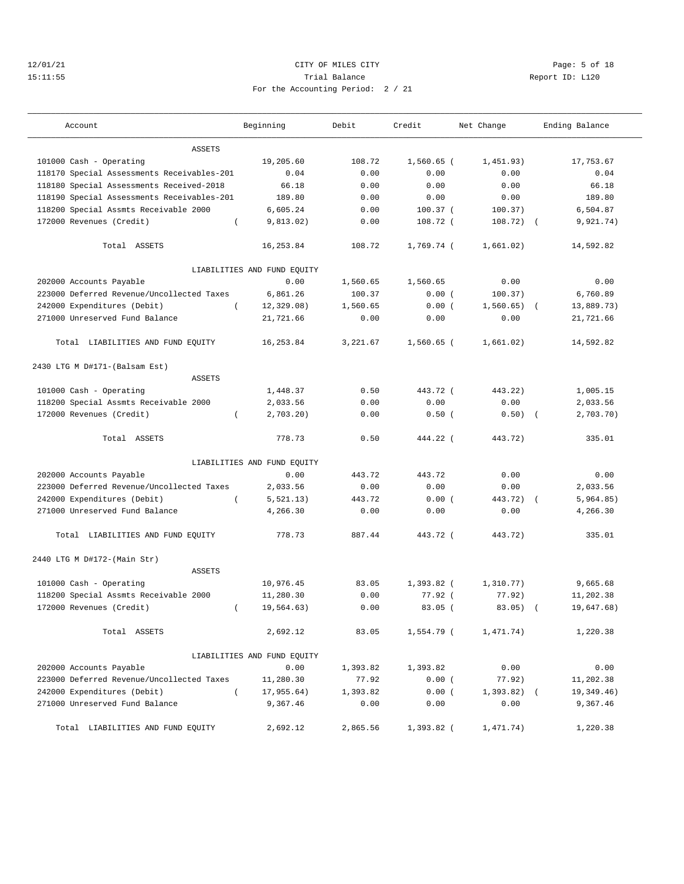CITY OF MILES CITY
Trial Balance
For the Accounting Period: 2 / 21

12/01/21
15:11:55

Report ID: L120

| Account | Beginning | Debit | Credit | Net Change | Ending Balance |
|---|---|---|---|---|---|
| ASSETS | | | | | |
| 101000 Cash - Operating | 19,205.60 | 108.72 | 1,560.65 | (1,451.93) | 17,753.67 |
| 118170 Special Assessments Receivables-201 | 0.04 | 0.00 | 0.00 | 0.00 | 0.04 |
| 118180 Special Assessments Received-2018 | 66.18 | 0.00 | 0.00 | 0.00 | 66.18 |
| 118190 Special Assessments Receivables-201 | 189.80 | 0.00 | 0.00 | 0.00 | 189.80 |
| 118200 Special Assmts Receivable 2000 | 6,605.24 | 0.00 | 100.37 | (100.37) | 6,504.87 |
| 172000 Revenues (Credit) | (9,813.02) | 0.00 | 108.72 | (108.72) | (9,921.74) |
| Total ASSETS | 16,253.84 | 108.72 | 1,769.74 | (1,661.02) | 14,592.82 |
| LIABILITIES AND FUND EQUITY | | | | | |
| 202000 Accounts Payable | 0.00 | 1,560.65 | 1,560.65 | 0.00 | 0.00 |
| 223000 Deferred Revenue/Uncollected Taxes | 6,861.26 | 100.37 | 0.00 | (100.37) | 6,760.89 |
| 242000 Expenditures (Debit) | (12,329.08) | 1,560.65 | 0.00 | (1,560.65) | (13,889.73) |
| 271000 Unreserved Fund Balance | 21,721.66 | 0.00 | 0.00 | 0.00 | 21,721.66 |
| Total LIABILITIES AND FUND EQUITY | 16,253.84 | 3,221.67 | 1,560.65 | (1,661.02) | 14,592.82 |
| **2430 LTG M D#171-(Balsam Est)** | | | | | |
| ASSETS | | | | | |
| 101000 Cash - Operating | 1,448.37 | 0.50 | 443.72 | (443.22) | 1,005.15 |
| 118200 Special Assmts Receivable 2000 | 2,033.56 | 0.00 | 0.00 | 0.00 | 2,033.56 |
| 172000 Revenues (Credit) | (2,703.20) | 0.00 | 0.50 | (0.50) | (2,703.70) |
| Total ASSETS | 778.73 | 0.50 | 444.22 | (443.72) | 335.01 |
| LIABILITIES AND FUND EQUITY | | | | | |
| 202000 Accounts Payable | 0.00 | 443.72 | 443.72 | 0.00 | 0.00 |
| 223000 Deferred Revenue/Uncollected Taxes | 2,033.56 | 0.00 | 0.00 | 0.00 | 2,033.56 |
| 242000 Expenditures (Debit) | (5,521.13) | 443.72 | 0.00 | (443.72) | (5,964.85) |
| 271000 Unreserved Fund Balance | 4,266.30 | 0.00 | 0.00 | 0.00 | 4,266.30 |
| Total LIABILITIES AND FUND EQUITY | 778.73 | 887.44 | 443.72 | (443.72) | 335.01 |
| **2440 LTG M D#172-(Main Str)** | | | | | |
| ASSETS | | | | | |
| 101000 Cash - Operating | 10,976.45 | 83.05 | 1,393.82 | (1,310.77) | 9,665.68 |
| 118200 Special Assmts Receivable 2000 | 11,280.30 | 0.00 | 77.92 | (77.92) | 11,202.38 |
| 172000 Revenues (Credit) | (19,564.63) | 0.00 | 83.05 | (83.05) | (19,647.68) |
| Total ASSETS | 2,692.12 | 83.05 | 1,554.79 | (1,471.74) | 1,220.38 |
| LIABILITIES AND FUND EQUITY | | | | | |
| 202000 Accounts Payable | 0.00 | 1,393.82 | 1,393.82 | 0.00 | 0.00 |
| 223000 Deferred Revenue/Uncollected Taxes | 11,280.30 | 77.92 | 0.00 | (77.92) | 11,202.38 |
| 242000 Expenditures (Debit) | (17,955.64) | 1,393.82 | 0.00 | (1,393.82) | (19,349.46) |
| 271000 Unreserved Fund Balance | 9,367.46 | 0.00 | 0.00 | 0.00 | 9,367.46 |
| Total LIABILITIES AND FUND EQUITY | 2,692.12 | 2,865.56 | 1,393.82 | (1,471.74) | 1,220.38 |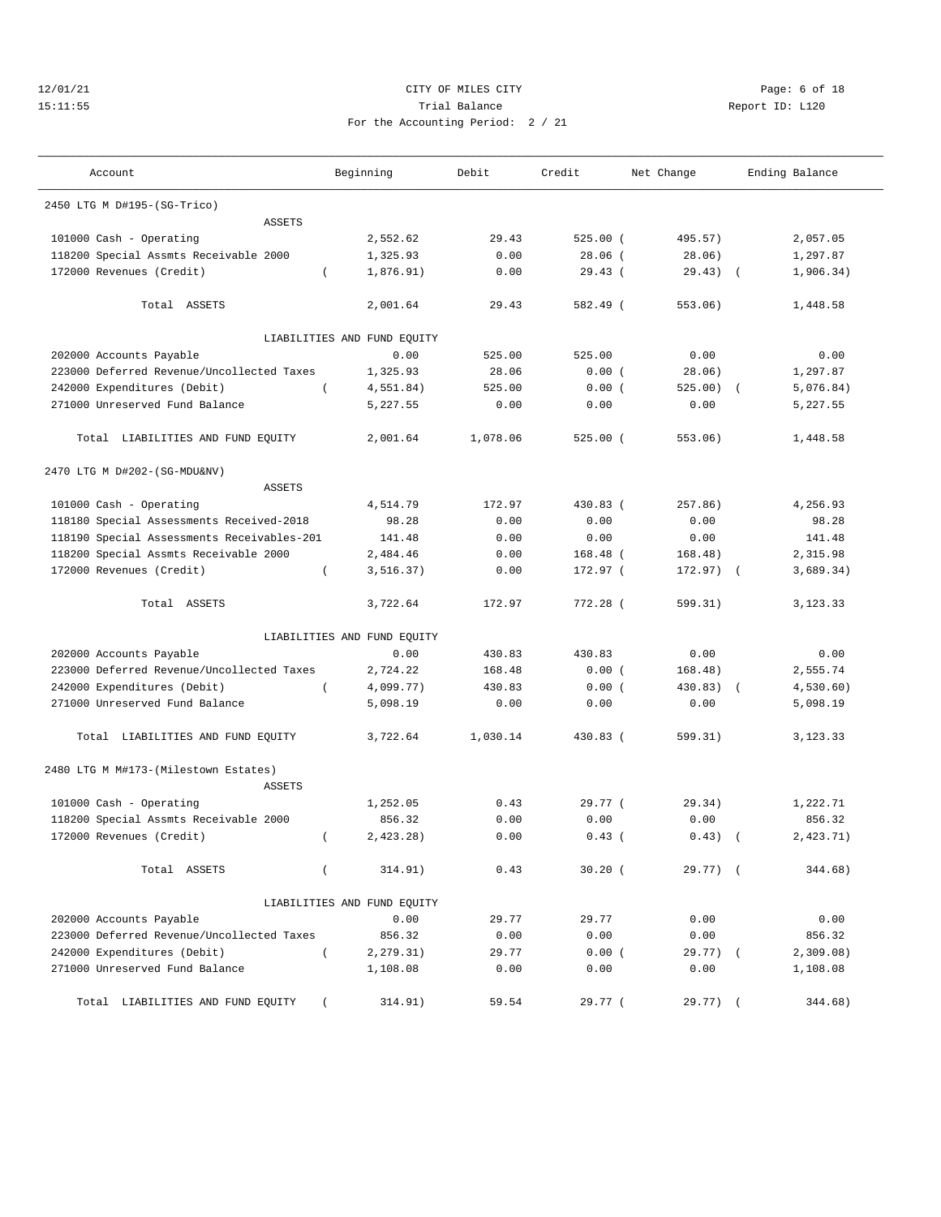CITY OF MILES CITY
Trial Balance
For the Accounting Period: 2 / 21

12/01/21
15:11:55
Report ID: L120

| Account | Beginning | Debit | Credit | Net Change | Ending Balance |
|---|---|---|---|---|---|
| **2450 LTG M D#195-(SG-Trico)** | | | | | |
| ASSETS | | | | | |
| 101000 Cash - Operating | 2,552.62 | 29.43 | 525.00 | ( 495.57) | 2,057.05 |
| 118200 Special Assmts Receivable 2000 | 1,325.93 | 0.00 | 28.06 | ( 28.06) | 1,297.87 |
| 172000 Revenues (Credit) | ( 1,876.91) | 0.00 | 29.43 | ( 29.43) | ( 1,906.34) |
| Total ASSETS | 2,001.64 | 29.43 | 582.49 | ( 553.06) | 1,448.58 |
| LIABILITIES AND FUND EQUITY | | | | | |
| 202000 Accounts Payable | 0.00 | 525.00 | 525.00 | 0.00 | 0.00 |
| 223000 Deferred Revenue/Uncollected Taxes | 1,325.93 | 28.06 | 0.00 | ( 28.06) | 1,297.87 |
| 242000 Expenditures (Debit) | ( 4,551.84) | 525.00 | 0.00 | ( 525.00) | ( 5,076.84) |
| 271000 Unreserved Fund Balance | 5,227.55 | 0.00 | 0.00 | 0.00 | 5,227.55 |
| Total LIABILITIES AND FUND EQUITY | 2,001.64 | 1,078.06 | 525.00 | ( 553.06) | 1,448.58 |
| **2470 LTG M D#202-(SG-MDU&NV)** | | | | | |
| ASSETS | | | | | |
| 101000 Cash - Operating | 4,514.79 | 172.97 | 430.83 | ( 257.86) | 4,256.93 |
| 118180 Special Assessments Received-2018 | 98.28 | 0.00 | 0.00 | 0.00 | 98.28 |
| 118190 Special Assessments Receivables-201 | 141.48 | 0.00 | 0.00 | 0.00 | 141.48 |
| 118200 Special Assmts Receivable 2000 | 2,484.46 | 0.00 | 168.48 | ( 168.48) | 2,315.98 |
| 172000 Revenues (Credit) | ( 3,516.37) | 0.00 | 172.97 | ( 172.97) | ( 3,689.34) |
| Total ASSETS | 3,722.64 | 172.97 | 772.28 | ( 599.31) | 3,123.33 |
| LIABILITIES AND FUND EQUITY | | | | | |
| 202000 Accounts Payable | 0.00 | 430.83 | 430.83 | 0.00 | 0.00 |
| 223000 Deferred Revenue/Uncollected Taxes | 2,724.22 | 168.48 | 0.00 | ( 168.48) | 2,555.74 |
| 242000 Expenditures (Debit) | ( 4,099.77) | 430.83 | 0.00 | ( 430.83) | ( 4,530.60) |
| 271000 Unreserved Fund Balance | 5,098.19 | 0.00 | 0.00 | 0.00 | 5,098.19 |
| Total LIABILITIES AND FUND EQUITY | 3,722.64 | 1,030.14 | 430.83 | ( 599.31) | 3,123.33 |
| **2480 LTG M M#173-(Milestown Estates)** | | | | | |
| ASSETS | | | | | |
| 101000 Cash - Operating | 1,252.05 | 0.43 | 29.77 | ( 29.34) | 1,222.71 |
| 118200 Special Assmts Receivable 2000 | 856.32 | 0.00 | 0.00 | 0.00 | 856.32 |
| 172000 Revenues (Credit) | ( 2,423.28) | 0.00 | 0.43 | ( 0.43) | ( 2,423.71) |
| Total ASSETS | ( 314.91) | 0.43 | 30.20 | ( 29.77) | ( 344.68) |
| LIABILITIES AND FUND EQUITY | | | | | |
| 202000 Accounts Payable | 0.00 | 29.77 | 29.77 | 0.00 | 0.00 |
| 223000 Deferred Revenue/Uncollected Taxes | 856.32 | 0.00 | 0.00 | 0.00 | 856.32 |
| 242000 Expenditures (Debit) | ( 2,279.31) | 29.77 | 0.00 | ( 29.77) | ( 2,309.08) |
| 271000 Unreserved Fund Balance | 1,108.08 | 0.00 | 0.00 | 0.00 | 1,108.08 |
| Total LIABILITIES AND FUND EQUITY | ( 314.91) | 59.54 | 29.77 | ( 29.77) | ( 344.68) |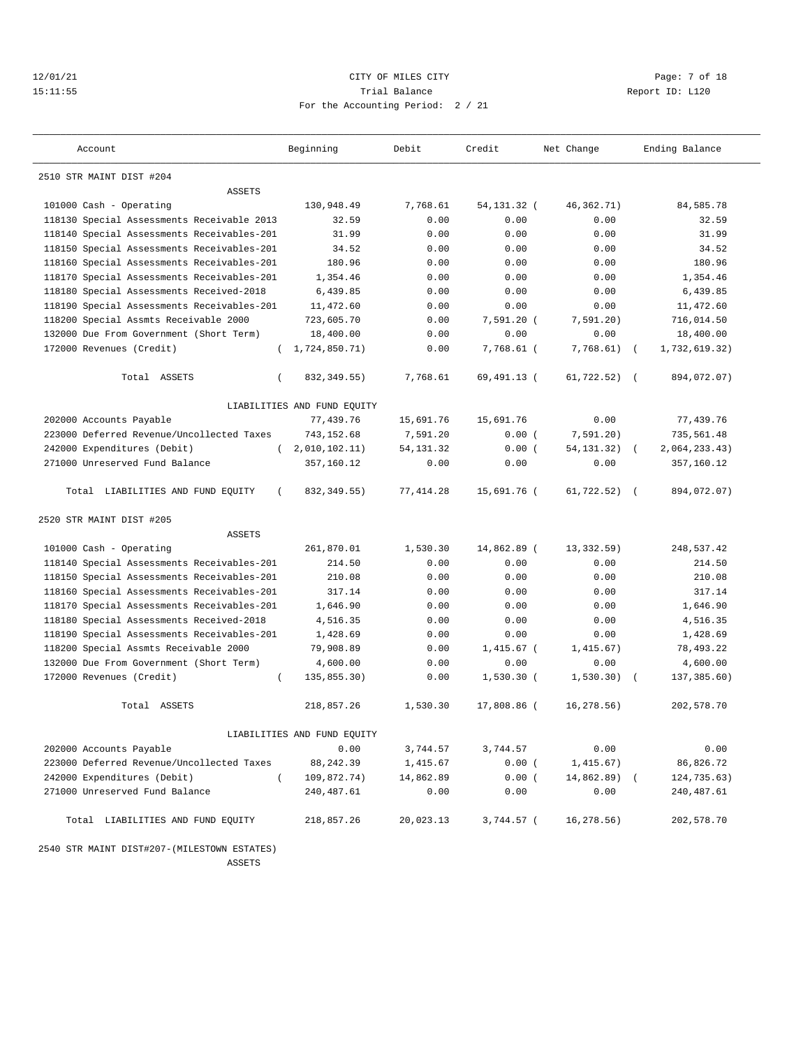12/01/21 CITY OF MILES CITY
15:11:55 Trial Balance Report ID: L120
For the Accounting Period: 2 / 21

| Account | Beginning | Debit | Credit | Net Change | Ending Balance |
|---|---|---|---|---|---|
| **2510 STR MAINT DIST #204** | | | | | |
| ASSETS | | | | | |
| 101000 Cash - Operating | 130,948.49 | 7,768.61 | 54,131.32 | (46,362.71) | 84,585.78 |
| 118130 Special Assessments Receivable 2013 | 32.59 | 0.00 | 0.00 | 0.00 | 32.59 |
| 118140 Special Assessments Receivables-201 | 31.99 | 0.00 | 0.00 | 0.00 | 31.99 |
| 118150 Special Assessments Receivables-201 | 34.52 | 0.00 | 0.00 | 0.00 | 34.52 |
| 118160 Special Assessments Receivables-201 | 180.96 | 0.00 | 0.00 | 0.00 | 180.96 |
| 118170 Special Assessments Receivables-201 | 1,354.46 | 0.00 | 0.00 | 0.00 | 1,354.46 |
| 118180 Special Assessments Received-2018 | 6,439.85 | 0.00 | 0.00 | 0.00 | 6,439.85 |
| 118190 Special Assessments Receivables-201 | 11,472.60 | 0.00 | 0.00 | 0.00 | 11,472.60 |
| 118200 Special Assmts Receivable 2000 | 723,605.70 | 0.00 | 7,591.20 | (7,591.20) | 716,014.50 |
| 132000 Due From Government (Short Term) | 18,400.00 | 0.00 | 0.00 | 0.00 | 18,400.00 |
| 172000 Revenues (Credit) | (1,724,850.71) | 0.00 | 7,768.61 | (7,768.61) | (1,732,619.32) |
| Total ASSETS | (832,349.55) | 7,768.61 | 69,491.13 | (61,722.52) | (894,072.07) |
| LIABILITIES AND FUND EQUITY | | | | | |
| 202000 Accounts Payable | 77,439.76 | 15,691.76 | 15,691.76 | 0.00 | 77,439.76 |
| 223000 Deferred Revenue/Uncollected Taxes | 743,152.68 | 7,591.20 | 0.00 | (7,591.20) | 735,561.48 |
| 242000 Expenditures (Debit) | (2,010,102.11) | 54,131.32 | 0.00 | (54,131.32) | (2,064,233.43) |
| 271000 Unreserved Fund Balance | 357,160.12 | 0.00 | 0.00 | 0.00 | 357,160.12 |
| Total LIABILITIES AND FUND EQUITY | (832,349.55) | 77,414.28 | 15,691.76 | (61,722.52) | (894,072.07) |
| **2520 STR MAINT DIST #205** | | | | | |
| ASSETS | | | | | |
| 101000 Cash - Operating | 261,870.01 | 1,530.30 | 14,862.89 | (13,332.59) | 248,537.42 |
| 118140 Special Assessments Receivables-201 | 214.50 | 0.00 | 0.00 | 0.00 | 214.50 |
| 118150 Special Assessments Receivables-201 | 210.08 | 0.00 | 0.00 | 0.00 | 210.08 |
| 118160 Special Assessments Receivables-201 | 317.14 | 0.00 | 0.00 | 0.00 | 317.14 |
| 118170 Special Assessments Receivables-201 | 1,646.90 | 0.00 | 0.00 | 0.00 | 1,646.90 |
| 118180 Special Assessments Received-2018 | 4,516.35 | 0.00 | 0.00 | 0.00 | 4,516.35 |
| 118190 Special Assessments Receivables-201 | 1,428.69 | 0.00 | 0.00 | 0.00 | 1,428.69 |
| 118200 Special Assmts Receivable 2000 | 79,908.89 | 0.00 | 1,415.67 | (1,415.67) | 78,493.22 |
| 132000 Due From Government (Short Term) | 4,600.00 | 0.00 | 0.00 | 0.00 | 4,600.00 |
| 172000 Revenues (Credit) | (135,855.30) | 0.00 | 1,530.30 | (1,530.30) | (137,385.60) |
| Total ASSETS | 218,857.26 | 1,530.30 | 17,808.86 | (16,278.56) | 202,578.70 |
| LIABILITIES AND FUND EQUITY | | | | | |
| 202000 Accounts Payable | 0.00 | 3,744.57 | 3,744.57 | 0.00 | 0.00 |
| 223000 Deferred Revenue/Uncollected Taxes | 88,242.39 | 1,415.67 | 0.00 | (1,415.67) | 86,826.72 |
| 242000 Expenditures (Debit) | (109,872.74) | 14,862.89 | 0.00 | (14,862.89) | (124,735.63) |
| 271000 Unreserved Fund Balance | 240,487.61 | 0.00 | 0.00 | 0.00 | 240,487.61 |
| Total LIABILITIES AND FUND EQUITY | 218,857.26 | 20,023.13 | 3,744.57 | (16,278.56) | 202,578.70 |
| **2540 STR MAINT DIST#207-(MILESTOWN ESTATES)** | | | | | |
| ASSETS | | | | | |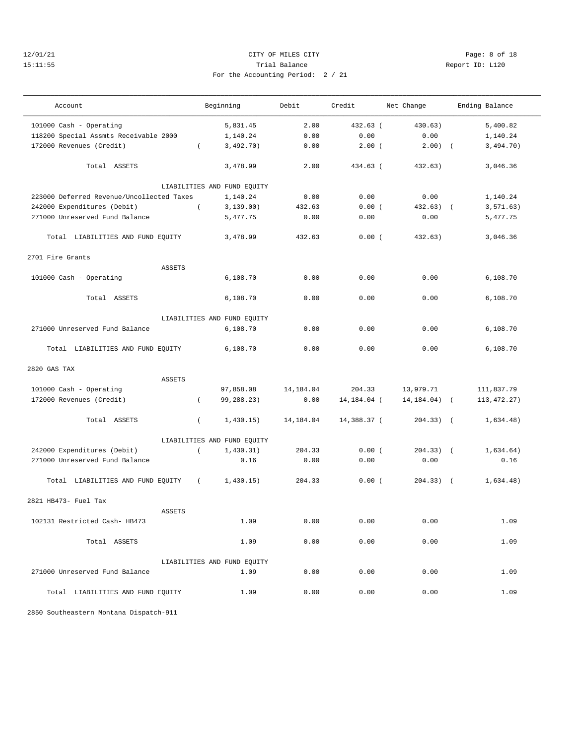| Account | Beginning | Debit | Credit | Net Change | Ending Balance |
|---|---|---|---|---|---|
| 101000 Cash - Operating | 5,831.45 | 2.00 | 432.63 | ( 430.63) | 5,400.82 |
| 118200 Special Assmts Receivable 2000 | 1,140.24 | 0.00 | 0.00 | 0.00 | 1,140.24 |
| 172000 Revenues (Credit) | ( 3,492.70) | 0.00 | 2.00 | ( 2.00) | ( 3,494.70) |
| Total ASSETS | 3,478.99 | 2.00 | 434.63 | ( 432.63) | 3,046.36 |
| LIABILITIES AND FUND EQUITY | | | | | |
| 223000 Deferred Revenue/Uncollected Taxes | 1,140.24 | 0.00 | 0.00 | 0.00 | 1,140.24 |
| 242000 Expenditures (Debit) | ( 3,139.00) | 432.63 | 0.00 | ( 432.63) | ( 3,571.63) |
| 271000 Unreserved Fund Balance | 5,477.75 | 0.00 | 0.00 | 0.00 | 5,477.75 |
| Total LIABILITIES AND FUND EQUITY | 3,478.99 | 432.63 | 0.00 | ( 432.63) | 3,046.36 |
| **2701 Fire Grants** | | | | | |
| ASSETS | | | | | |
| 101000 Cash - Operating | 6,108.70 | 0.00 | 0.00 | 0.00 | 6,108.70 |
| Total ASSETS | 6,108.70 | 0.00 | 0.00 | 0.00 | 6,108.70 |
| LIABILITIES AND FUND EQUITY | | | | | |
| 271000 Unreserved Fund Balance | 6,108.70 | 0.00 | 0.00 | 0.00 | 6,108.70 |
| Total LIABILITIES AND FUND EQUITY | 6,108.70 | 0.00 | 0.00 | 0.00 | 6,108.70 |
| **2820 GAS TAX** | | | | | |
| ASSETS | | | | | |
| 101000 Cash - Operating | 97,858.08 | 14,184.04 | 204.33 | 13,979.71 | 111,837.79 |
| 172000 Revenues (Credit) | ( 99,288.23) | 0.00 | 14,184.04 | ( 14,184.04) | ( 113,472.27) |
| Total ASSETS | ( 1,430.15) | 14,184.04 | 14,388.37 | ( 204.33) | ( 1,634.48) |
| LIABILITIES AND FUND EQUITY | | | | | |
| 242000 Expenditures (Debit) | ( 1,430.31) | 204.33 | 0.00 | ( 204.33) | ( 1,634.64) |
| 271000 Unreserved Fund Balance | 0.16 | 0.00 | 0.00 | 0.00 | 0.16 |
| Total LIABILITIES AND FUND EQUITY | ( 1,430.15) | 204.33 | 0.00 | ( 204.33) | ( 1,634.48) |
| **2821 HB473- Fuel Tax** | | | | | |
| ASSETS | | | | | |
| 102131 Restricted Cash- HB473 | 1.09 | 0.00 | 0.00 | 0.00 | 1.09 |
| Total ASSETS | 1.09 | 0.00 | 0.00 | 0.00 | 1.09 |
| LIABILITIES AND FUND EQUITY | | | | | |
| 271000 Unreserved Fund Balance | 1.09 | 0.00 | 0.00 | 0.00 | 1.09 |
| Total LIABILITIES AND FUND EQUITY | 1.09 | 0.00 | 0.00 | 0.00 | 1.09 |

2850 Southeastern Montana Dispatch-911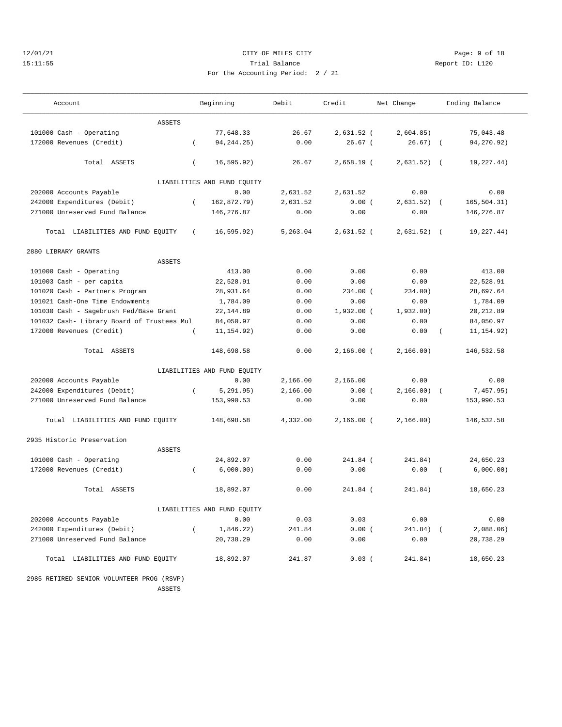CITY OF MILES CITY
Trial Balance
For the Accounting Period: 2 / 21

12/01/21
15:11:55

Report ID: L120

| Account | Beginning | Debit | Credit | Net Change | Ending Balance |
|---|---|---|---|---|---|
| ASSETS | | | | | |
| 101000 Cash - Operating | 77,648.33 | 26.67 | 2,631.52 | ( 2,604.85) | 75,043.48 |
| 172000 Revenues (Credit) | ( 94,244.25) | 0.00 | 26.67 | ( 26.67) | ( 94,270.92) |
| Total ASSETS | ( 16,595.92) | 26.67 | 2,658.19 | ( 2,631.52) | ( 19,227.44) |
| LIABILITIES AND FUND EQUITY | | | | | |
| 202000 Accounts Payable | 0.00 | 2,631.52 | 2,631.52 | 0.00 | 0.00 |
| 242000 Expenditures (Debit) | ( 162,872.79) | 2,631.52 | 0.00 | ( 2,631.52) | ( 165,504.31) |
| 271000 Unreserved Fund Balance | 146,276.87 | 0.00 | 0.00 | 0.00 | 146,276.87 |
| Total LIABILITIES AND FUND EQUITY | ( 16,595.92) | 5,263.04 | 2,631.52 | ( 2,631.52) | ( 19,227.44) |
| **2880 LIBRARY GRANTS** | | | | | |
| ASSETS | | | | | |
| 101000 Cash - Operating | 413.00 | 0.00 | 0.00 | 0.00 | 413.00 |
| 101003 Cash - per capita | 22,528.91 | 0.00 | 0.00 | 0.00 | 22,528.91 |
| 101020 Cash - Partners Program | 28,931.64 | 0.00 | 234.00 | ( 234.00) | 28,697.64 |
| 101021 Cash-One Time Endowments | 1,784.09 | 0.00 | 0.00 | 0.00 | 1,784.09 |
| 101030 Cash - Sagebrush Fed/Base Grant | 22,144.89 | 0.00 | 1,932.00 | ( 1,932.00) | 20,212.89 |
| 101032 Cash- Library Board of Trustees Mul | 84,050.97 | 0.00 | 0.00 | 0.00 | 84,050.97 |
| 172000 Revenues (Credit) | ( 11,154.92) | 0.00 | 0.00 | 0.00 | ( 11,154.92) |
| Total ASSETS | 148,698.58 | 0.00 | 2,166.00 | ( 2,166.00) | 146,532.58 |
| LIABILITIES AND FUND EQUITY | | | | | |
| 202000 Accounts Payable | 0.00 | 2,166.00 | 2,166.00 | 0.00 | 0.00 |
| 242000 Expenditures (Debit) | ( 5,291.95) | 2,166.00 | 0.00 | ( 2,166.00) | ( 7,457.95) |
| 271000 Unreserved Fund Balance | 153,990.53 | 0.00 | 0.00 | 0.00 | 153,990.53 |
| Total LIABILITIES AND FUND EQUITY | 148,698.58 | 4,332.00 | 2,166.00 | ( 2,166.00) | 146,532.58 |
| **2935 Historic Preservation** | | | | | |
| ASSETS | | | | | |
| 101000 Cash - Operating | 24,892.07 | 0.00 | 241.84 | ( 241.84) | 24,650.23 |
| 172000 Revenues (Credit) | ( 6,000.00) | 0.00 | 0.00 | 0.00 | ( 6,000.00) |
| Total ASSETS | 18,892.07 | 0.00 | 241.84 | ( 241.84) | 18,650.23 |
| LIABILITIES AND FUND EQUITY | | | | | |
| 202000 Accounts Payable | 0.00 | 0.03 | 0.03 | 0.00 | 0.00 |
| 242000 Expenditures (Debit) | ( 1,846.22) | 241.84 | 0.00 | ( 241.84) | ( 2,088.06) |
| 271000 Unreserved Fund Balance | 20,738.29 | 0.00 | 0.00 | 0.00 | 20,738.29 |
| Total LIABILITIES AND FUND EQUITY | 18,892.07 | 241.87 | 0.03 | ( 241.84) | 18,650.23 |
| **2985 RETIRED SENIOR VOLUNTEER PROG (RSVP)** | | | | | |
| ASSETS | | | | | |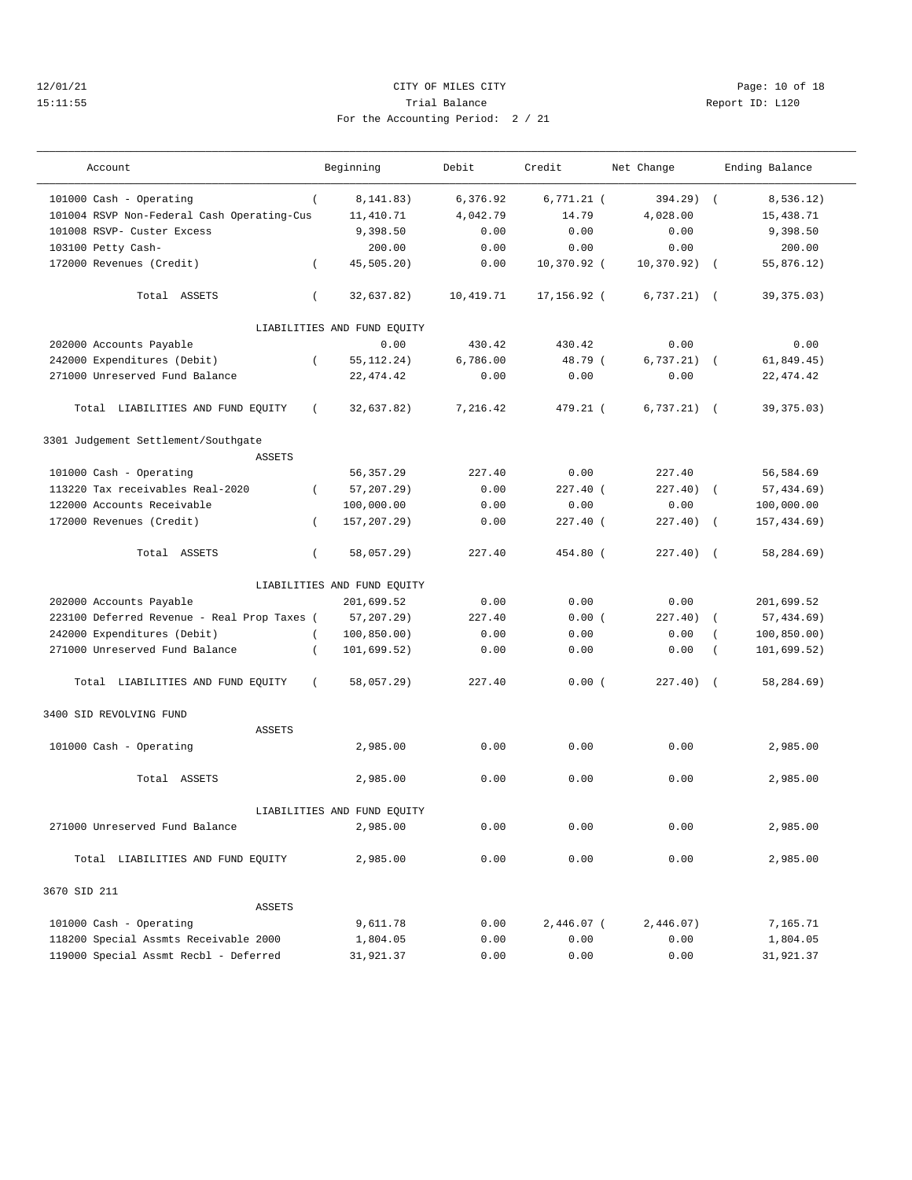CITY OF MILES CITY
Trial Balance
For the Accounting Period: 2 / 21

12/01/21
15:11:55

Report ID: L120

| Account | Beginning | Debit | Credit | Net Change | Ending Balance |
|---|---|---|---|---|---|
| 101000 Cash - Operating | ( 8,141.83) | 6,376.92 | 6,771.21 | ( 394.29) | ( 8,536.12) |
| 101004 RSVP Non-Federal Cash Operating-Cus | 11,410.71 | 4,042.79 | 14.79 | 4,028.00 | 15,438.71 |
| 101008 RSVP- Custer Excess | 9,398.50 | 0.00 | 0.00 | 0.00 | 9,398.50 |
| 103100 Petty Cash- | 200.00 | 0.00 | 0.00 | 0.00 | 200.00 |
| 172000 Revenues (Credit) | ( 45,505.20) | 0.00 | 10,370.92 | ( 10,370.92) | ( 55,876.12) |
| Total ASSETS | ( 32,637.82) | 10,419.71 | 17,156.92 | ( 6,737.21) | ( 39,375.03) |
| LIABILITIES AND FUND EQUITY | | | | | |
| 202000 Accounts Payable | 0.00 | 430.42 | 430.42 | 0.00 | 0.00 |
| 242000 Expenditures (Debit) | ( 55,112.24) | 6,786.00 | 48.79 | ( 6,737.21) | ( 61,849.45) |
| 271000 Unreserved Fund Balance | 22,474.42 | 0.00 | 0.00 | 0.00 | 22,474.42 |
| Total LIABILITIES AND FUND EQUITY | ( 32,637.82) | 7,216.42 | 479.21 | ( 6,737.21) | ( 39,375.03) |
| **3301 Judgement Settlement/Southgate** | | | | | |
| ASSETS | | | | | |
| 101000 Cash - Operating | 56,357.29 | 227.40 | 0.00 | 227.40 | 56,584.69 |
| 113220 Tax receivables Real-2020 | ( 57,207.29) | 0.00 | 227.40 | ( 227.40) | ( 57,434.69) |
| 122000 Accounts Receivable | 100,000.00 | 0.00 | 0.00 | 0.00 | 100,000.00 |
| 172000 Revenues (Credit) | ( 157,207.29) | 0.00 | 227.40 | ( 227.40) | ( 157,434.69) |
| Total ASSETS | ( 58,057.29) | 227.40 | 454.80 | ( 227.40) | ( 58,284.69) |
| LIABILITIES AND FUND EQUITY | | | | | |
| 202000 Accounts Payable | 201,699.52 | 0.00 | 0.00 | 0.00 | 201,699.52 |
| 223100 Deferred Revenue - Real Prop Taxes | ( 57,207.29) | 227.40 | 0.00 | ( 227.40) | ( 57,434.69) |
| 242000 Expenditures (Debit) | ( 100,850.00) | 0.00 | 0.00 | 0.00 | ( 100,850.00) |
| 271000 Unreserved Fund Balance | ( 101,699.52) | 0.00 | 0.00 | 0.00 | ( 101,699.52) |
| Total LIABILITIES AND FUND EQUITY | ( 58,057.29) | 227.40 | 0.00 | ( 227.40) | ( 58,284.69) |
| **3400 SID REVOLVING FUND** | | | | | |
| ASSETS | | | | | |
| 101000 Cash - Operating | 2,985.00 | 0.00 | 0.00 | 0.00 | 2,985.00 |
| Total ASSETS | 2,985.00 | 0.00 | 0.00 | 0.00 | 2,985.00 |
| LIABILITIES AND FUND EQUITY | | | | | |
| 271000 Unreserved Fund Balance | 2,985.00 | 0.00 | 0.00 | 0.00 | 2,985.00 |
| Total LIABILITIES AND FUND EQUITY | 2,985.00 | 0.00 | 0.00 | 0.00 | 2,985.00 |
| **3670 SID 211** | | | | | |
| ASSETS | | | | | |
| 101000 Cash - Operating | 9,611.78 | 0.00 | 2,446.07 | ( 2,446.07) | 7,165.71 |
| 118200 Special Assmts Receivable 2000 | 1,804.05 | 0.00 | 0.00 | 0.00 | 1,804.05 |
| 119000 Special Assmt Recbl - Deferred | 31,921.37 | 0.00 | 0.00 | 0.00 | 31,921.37 |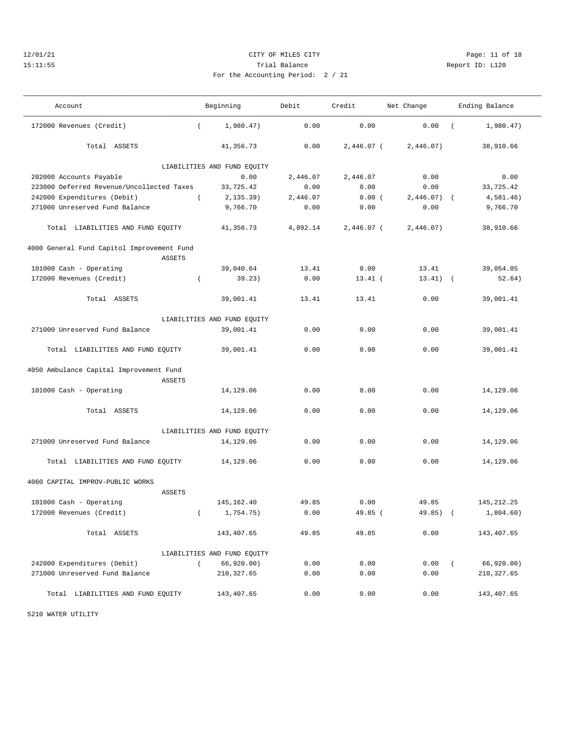CITY OF MILES CITY
Trial Balance
For the Accounting Period: 2 / 21

12/01/21
15:11:55

Report ID: L120

| Account | Beginning | Debit | Credit | Net Change | Ending Balance |
|---|---|---|---|---|---|
| 172000 Revenues (Credit) | ( 1,980.47) | 0.00 | 0.00 | 0.00 | ( 1,980.47) |
| Total ASSETS | 41,356.73 | 0.00 | 2,446.07 | ( 2,446.07) | 38,910.66 |
| LIABILITIES AND FUND EQUITY | | | | | |
| 202000 Accounts Payable | 0.00 | 2,446.07 | 2,446.07 | 0.00 | 0.00 |
| 223000 Deferred Revenue/Uncollected Taxes | 33,725.42 | 0.00 | 0.00 | 0.00 | 33,725.42 |
| 242000 Expenditures (Debit) | ( 2,135.39) | 2,446.07 | 0.00 | ( 2,446.07) | ( 4,581.46) |
| 271000 Unreserved Fund Balance | 9,766.70 | 0.00 | 0.00 | 0.00 | 9,766.70 |
| Total LIABILITIES AND FUND EQUITY | 41,356.73 | 4,892.14 | 2,446.07 | ( 2,446.07) | 38,910.66 |
| **4000 General Fund Capitol Improvement Fund** | | | | | |
| ASSETS | | | | | |
| 101000 Cash - Operating | 39,040.64 | 13.41 | 0.00 | 13.41 | 39,054.05 |
| 172000 Revenues (Credit) | ( 39.23) | 0.00 | 13.41 | ( 13.41) | ( 52.64) |
| Total ASSETS | 39,001.41 | 13.41 | 13.41 | 0.00 | 39,001.41 |
| LIABILITIES AND FUND EQUITY | | | | | |
| 271000 Unreserved Fund Balance | 39,001.41 | 0.00 | 0.00 | 0.00 | 39,001.41 |
| Total LIABILITIES AND FUND EQUITY | 39,001.41 | 0.00 | 0.00 | 0.00 | 39,001.41 |
| **4050 Ambulance Capital Improvement Fund** | | | | | |
| ASSETS | | | | | |
| 101000 Cash - Operating | 14,129.06 | 0.00 | 0.00 | 0.00 | 14,129.06 |
| Total ASSETS | 14,129.06 | 0.00 | 0.00 | 0.00 | 14,129.06 |
| LIABILITIES AND FUND EQUITY | | | | | |
| 271000 Unreserved Fund Balance | 14,129.06 | 0.00 | 0.00 | 0.00 | 14,129.06 |
| Total LIABILITIES AND FUND EQUITY | 14,129.06 | 0.00 | 0.00 | 0.00 | 14,129.06 |
| **4060 CAPITAL IMPROV-PUBLIC WORKS** | | | | | |
| ASSETS | | | | | |
| 101000 Cash - Operating | 145,162.40 | 49.85 | 0.00 | 49.85 | 145,212.25 |
| 172000 Revenues (Credit) | ( 1,754.75) | 0.00 | 49.85 | ( 49.85) | ( 1,804.60) |
| Total ASSETS | 143,407.65 | 49.85 | 49.85 | 0.00 | 143,407.65 |
| LIABILITIES AND FUND EQUITY | | | | | |
| 242000 Expenditures (Debit) | ( 66,920.00) | 0.00 | 0.00 | 0.00 | ( 66,920.00) |
| 271000 Unreserved Fund Balance | 210,327.65 | 0.00 | 0.00 | 0.00 | 210,327.65 |
| Total LIABILITIES AND FUND EQUITY | 143,407.65 | 0.00 | 0.00 | 0.00 | 143,407.65 |

5210 WATER UTILITY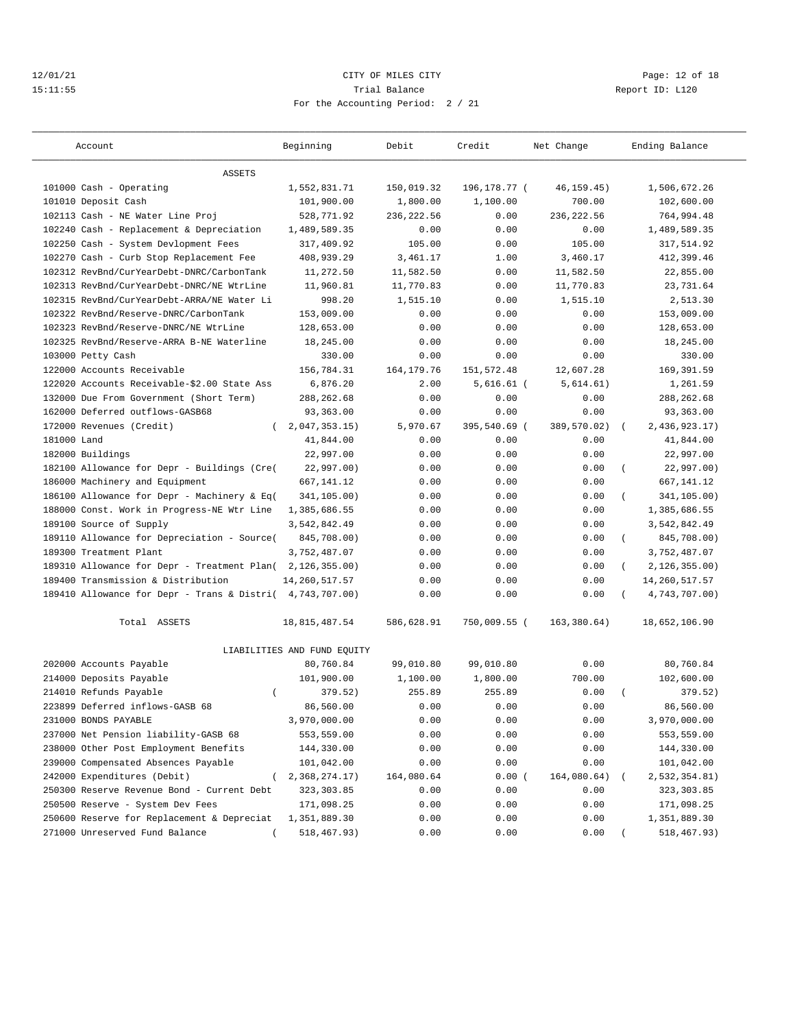CITY OF MILES CITY

Trial Balance

For the Accounting Period: 2 / 21

12/01/21 15:11:55 Report ID: L120

| Account | Beginning | Debit | Credit | Net Change | Ending Balance |
|---|---|---|---|---|---|
| **ASSETS** | | | | | |
| 101000 Cash - Operating | 1,552,831.71 | 150,019.32 | 196,178.77 | (46,159.45) | 1,506,672.26 |
| 101010 Deposit Cash | 101,900.00 | 1,800.00 | 1,100.00 | 700.00 | 102,600.00 |
| 102113 Cash - NE Water Line Proj | 528,771.92 | 236,222.56 | 0.00 | 236,222.56 | 764,994.48 |
| 102240 Cash - Replacement & Depreciation | 1,489,589.35 | 0.00 | 0.00 | 0.00 | 1,489,589.35 |
| 102250 Cash - System Devlopment Fees | 317,409.92 | 105.00 | 0.00 | 105.00 | 317,514.92 |
| 102270 Cash - Curb Stop Replacement Fee | 408,939.29 | 3,461.17 | 1.00 | 3,460.17 | 412,399.46 |
| 102312 RevBnd/CurYearDebt-DNRC/CarbonTank | 11,272.50 | 11,582.50 | 0.00 | 11,582.50 | 22,855.00 |
| 102313 RevBnd/CurYearDebt-DNRC/NE WtrLine | 11,960.81 | 11,770.83 | 0.00 | 11,770.83 | 23,731.64 |
| 102315 RevBnd/CurYearDebt-ARRA/NE Water Li | 998.20 | 1,515.10 | 0.00 | 1,515.10 | 2,513.30 |
| 102322 RevBnd/Reserve-DNRC/CarbonTank | 153,009.00 | 0.00 | 0.00 | 0.00 | 153,009.00 |
| 102323 RevBnd/Reserve-DNRC/NE WtrLine | 128,653.00 | 0.00 | 0.00 | 0.00 | 128,653.00 |
| 102325 RevBnd/Reserve-ARRA B-NE Waterline | 18,245.00 | 0.00 | 0.00 | 0.00 | 18,245.00 |
| 103000 Petty Cash | 330.00 | 0.00 | 0.00 | 0.00 | 330.00 |
| 122000 Accounts Receivable | 156,784.31 | 164,179.76 | 151,572.48 | 12,607.28 | 169,391.59 |
| 122020 Accounts Receivable-$2.00 State Ass | 6,876.20 | 2.00 | 5,616.61 | (5,614.61) | 1,261.59 |
| 132000 Due From Government (Short Term) | 288,262.68 | 0.00 | 0.00 | 0.00 | 288,262.68 |
| 162000 Deferred outflows-GASB68 | 93,363.00 | 0.00 | 0.00 | 0.00 | 93,363.00 |
| 172000 Revenues (Credit) | (2,047,353.15) | 5,970.67 | 395,540.69 | (389,570.02) | (2,436,923.17) |
| 181000 Land | 41,844.00 | 0.00 | 0.00 | 0.00 | 41,844.00 |
| 182000 Buildings | 22,997.00 | 0.00 | 0.00 | 0.00 | 22,997.00 |
| 182100 Allowance for Depr - Buildings (Cre | (22,997.00) | 0.00 | 0.00 | 0.00 | (22,997.00) |
| 186000 Machinery and Equipment | 667,141.12 | 0.00 | 0.00 | 0.00 | 667,141.12 |
| 186100 Allowance for Depr - Machinery & Eq | (341,105.00) | 0.00 | 0.00 | 0.00 | (341,105.00) |
| 188000 Const. Work in Progress-NE Wtr Line | 1,385,686.55 | 0.00 | 0.00 | 0.00 | 1,385,686.55 |
| 189100 Source of Supply | 3,542,842.49 | 0.00 | 0.00 | 0.00 | 3,542,842.49 |
| 189110 Allowance for Depreciation - Source | (845,708.00) | 0.00 | 0.00 | 0.00 | (845,708.00) |
| 189300 Treatment Plant | 3,752,487.07 | 0.00 | 0.00 | 0.00 | 3,752,487.07 |
| 189310 Allowance for Depr - Treatment Plan | (2,126,355.00) | 0.00 | 0.00 | 0.00 | (2,126,355.00) |
| 189400 Transmission & Distribution | 14,260,517.57 | 0.00 | 0.00 | 0.00 | 14,260,517.57 |
| 189410 Allowance for Depr - Trans & Distri | (4,743,707.00) | 0.00 | 0.00 | 0.00 | (4,743,707.00) |
| Total ASSETS | 18,815,487.54 | 586,628.91 | 750,009.55 | (163,380.64) | 18,652,106.90 |
| **LIABILITIES AND FUND EQUITY** | | | | | |
| 202000 Accounts Payable | 80,760.84 | 99,010.80 | 99,010.80 | 0.00 | 80,760.84 |
| 214000 Deposits Payable | 101,900.00 | 1,100.00 | 1,800.00 | 700.00 | 102,600.00 |
| 214010 Refunds Payable | (379.52) | 255.89 | 255.89 | 0.00 | (379.52) |
| 223899 Deferred inflows-GASB 68 | 86,560.00 | 0.00 | 0.00 | 0.00 | 86,560.00 |
| 231000 BONDS PAYABLE | 3,970,000.00 | 0.00 | 0.00 | 0.00 | 3,970,000.00 |
| 237000 Net Pension liability-GASB 68 | 553,559.00 | 0.00 | 0.00 | 0.00 | 553,559.00 |
| 238000 Other Post Employment Benefits | 144,330.00 | 0.00 | 0.00 | 0.00 | 144,330.00 |
| 239000 Compensated Absences Payable | 101,042.00 | 0.00 | 0.00 | 0.00 | 101,042.00 |
| 242000 Expenditures (Debit) | (2,368,274.17) | 164,080.64 | 0.00 | (164,080.64) | (2,532,354.81) |
| 250300 Reserve Revenue Bond - Current Debt | 323,303.85 | 0.00 | 0.00 | 0.00 | 323,303.85 |
| 250500 Reserve - System Dev Fees | 171,098.25 | 0.00 | 0.00 | 0.00 | 171,098.25 |
| 250600 Reserve for Replacement & Depreciat | 1,351,889.30 | 0.00 | 0.00 | 0.00 | 1,351,889.30 |
| 271000 Unreserved Fund Balance | (518,467.93) | 0.00 | 0.00 | 0.00 | (518,467.93) |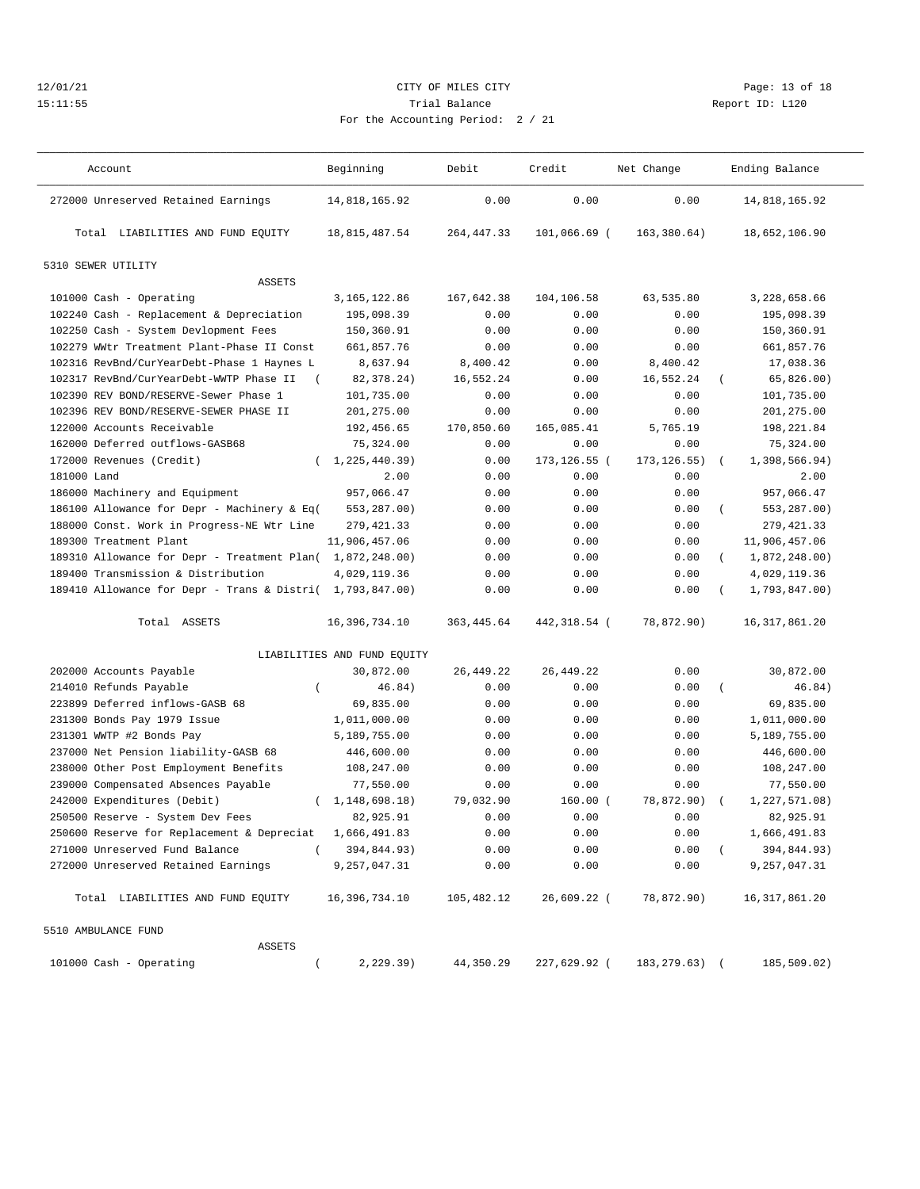12/01/21 CITY OF MILES CITY
15:11:55 Trial Balance Report ID: L120
For the Accounting Period: 2 / 21

| Account | Beginning | Debit | Credit | Net Change | Ending Balance |
|---|---|---|---|---|---|
| 272000 Unreserved Retained Earnings | 14,818,165.92 | 0.00 | 0.00 | 0.00 | 14,818,165.92 |
| Total LIABILITIES AND FUND EQUITY | 18,815,487.54 | 264,447.33 | 101,066.69 | ( 163,380.64) | 18,652,106.90 |
| **5310 SEWER UTILITY** | | | | | |
| ASSETS | | | | | |
| 101000 Cash - Operating | 3,165,122.86 | 167,642.38 | 104,106.58 | 63,535.80 | 3,228,658.66 |
| 102240 Cash - Replacement & Depreciation | 195,098.39 | 0.00 | 0.00 | 0.00 | 195,098.39 |
| 102250 Cash - System Devlopment Fees | 150,360.91 | 0.00 | 0.00 | 0.00 | 150,360.91 |
| 102279 WWtr Treatment Plant-Phase II Const | 661,857.76 | 0.00 | 0.00 | 0.00 | 661,857.76 |
| 102316 RevBnd/CurYearDebt-Phase 1 Haynes L | 8,637.94 | 8,400.42 | 0.00 | 8,400.42 | 17,038.36 |
| 102317 RevBnd/CurYearDebt-WWTP Phase II | ( 82,378.24) | 16,552.24 | 0.00 | 16,552.24 | ( 65,826.00) |
| 102390 REV BOND/RESERVE-Sewer Phase 1 | 101,735.00 | 0.00 | 0.00 | 0.00 | 101,735.00 |
| 102396 REV BOND/RESERVE-SEWER PHASE II | 201,275.00 | 0.00 | 0.00 | 0.00 | 201,275.00 |
| 122000 Accounts Receivable | 192,456.65 | 170,850.60 | 165,085.41 | 5,765.19 | 198,221.84 |
| 162000 Deferred outflows-GASB68 | 75,324.00 | 0.00 | 0.00 | 0.00 | 75,324.00 |
| 172000 Revenues (Credit) | ( 1,225,440.39) | 0.00 | 173,126.55 | ( 173,126.55) | ( 1,398,566.94) |
| 181000 Land | 2.00 | 0.00 | 0.00 | 0.00 | 2.00 |
| 186000 Machinery and Equipment | 957,066.47 | 0.00 | 0.00 | 0.00 | 957,066.47 |
| 186100 Allowance for Depr - Machinery & Eq | ( 553,287.00) | 0.00 | 0.00 | 0.00 | ( 553,287.00) |
| 188000 Const. Work in Progress-NE Wtr Line | 279,421.33 | 0.00 | 0.00 | 0.00 | 279,421.33 |
| 189300 Treatment Plant | 11,906,457.06 | 0.00 | 0.00 | 0.00 | 11,906,457.06 |
| 189310 Allowance for Depr - Treatment Plan | ( 1,872,248.00) | 0.00 | 0.00 | 0.00 | ( 1,872,248.00) |
| 189400 Transmission & Distribution | 4,029,119.36 | 0.00 | 0.00 | 0.00 | 4,029,119.36 |
| 189410 Allowance for Depr - Trans & Distri | ( 1,793,847.00) | 0.00 | 0.00 | 0.00 | ( 1,793,847.00) |
| Total ASSETS | 16,396,734.10 | 363,445.64 | 442,318.54 | ( 78,872.90) | 16,317,861.20 |
| LIABILITIES AND FUND EQUITY | | | | | |
| 202000 Accounts Payable | 30,872.00 | 26,449.22 | 26,449.22 | 0.00 | 30,872.00 |
| 214010 Refunds Payable | ( 46.84) | 0.00 | 0.00 | 0.00 | ( 46.84) |
| 223899 Deferred inflows-GASB 68 | 69,835.00 | 0.00 | 0.00 | 0.00 | 69,835.00 |
| 231300 Bonds Pay 1979 Issue | 1,011,000.00 | 0.00 | 0.00 | 0.00 | 1,011,000.00 |
| 231301 WWTP #2 Bonds Pay | 5,189,755.00 | 0.00 | 0.00 | 0.00 | 5,189,755.00 |
| 237000 Net Pension liability-GASB 68 | 446,600.00 | 0.00 | 0.00 | 0.00 | 446,600.00 |
| 238000 Other Post Employment Benefits | 108,247.00 | 0.00 | 0.00 | 0.00 | 108,247.00 |
| 239000 Compensated Absences Payable | 77,550.00 | 0.00 | 0.00 | 0.00 | 77,550.00 |
| 242000 Expenditures (Debit) | ( 1,148,698.18) | 79,032.90 | 160.00 | ( 78,872.90) | ( 1,227,571.08) |
| 250500 Reserve - System Dev Fees | 82,925.91 | 0.00 | 0.00 | 0.00 | 82,925.91 |
| 250600 Reserve for Replacement & Depreciat | 1,666,491.83 | 0.00 | 0.00 | 0.00 | 1,666,491.83 |
| 271000 Unreserved Fund Balance | ( 394,844.93) | 0.00 | 0.00 | 0.00 | ( 394,844.93) |
| 272000 Unreserved Retained Earnings | 9,257,047.31 | 0.00 | 0.00 | 0.00 | 9,257,047.31 |
| Total LIABILITIES AND FUND EQUITY | 16,396,734.10 | 105,482.12 | 26,609.22 | ( 78,872.90) | 16,317,861.20 |
| **5510 AMBULANCE FUND** | | | | | |
| ASSETS | | | | | |
| 101000 Cash - Operating | ( 2,229.39) | 44,350.29 | 227,629.92 | ( 183,279.63) | ( 185,509.02) |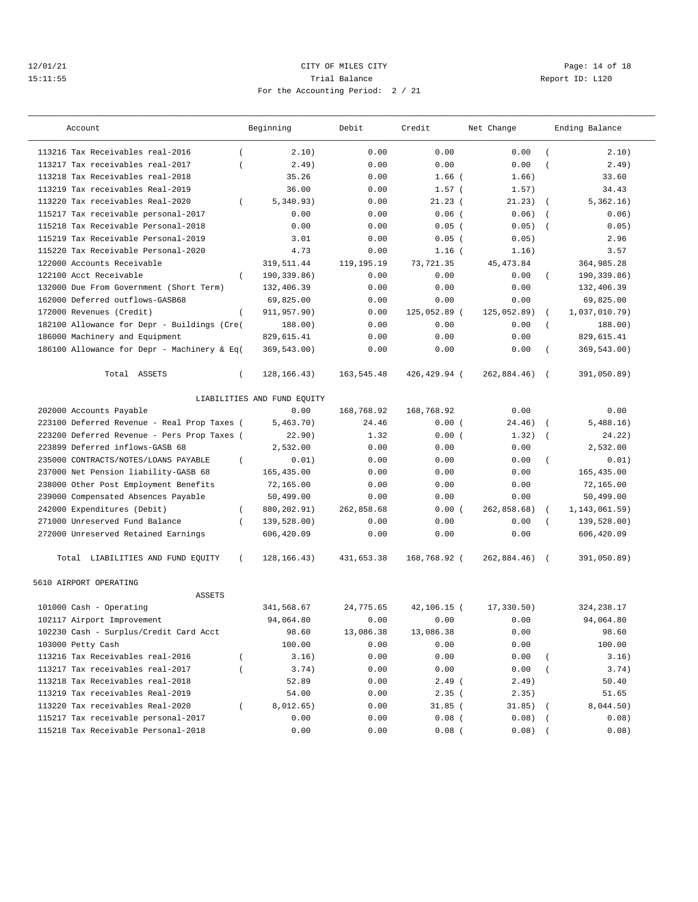12/01/21 CITY OF MILES CITY
15:11:55 Trial Balance Report ID: L120
For the Accounting Period: 2 / 21

| Account | Beginning | Debit | Credit | Net Change | Ending Balance |
|---|---|---|---|---|---|
| 113216 Tax Receivables real-2016 | ( 2.10) | 0.00 | 0.00 | 0.00 | ( 2.10) |
| 113217 Tax receivables real-2017 | ( 2.49) | 0.00 | 0.00 | 0.00 | ( 2.49) |
| 113218 Tax Receivables real-2018 | 35.26 | 0.00 | 1.66 | ( 1.66) | 33.60 |
| 113219 Tax receivables Real-2019 | 36.00 | 0.00 | 1.57 | ( 1.57) | 34.43 |
| 113220 Tax receivables Real-2020 | ( 5,340.93) | 0.00 | 21.23 | ( 21.23) | ( 5,362.16) |
| 115217 Tax receivable personal-2017 | 0.00 | 0.00 | 0.06 | ( 0.06) | ( 0.06) |
| 115218 Tax Receivable Personal-2018 | 0.00 | 0.00 | 0.05 | ( 0.05) | ( 0.05) |
| 115219 Tax Receivable Personal-2019 | 3.01 | 0.00 | 0.05 | ( 0.05) | 2.96 |
| 115220 Tax Receivable Personal-2020 | 4.73 | 0.00 | 1.16 | ( 1.16) | 3.57 |
| 122000 Accounts Receivable | 319,511.44 | 119,195.19 | 73,721.35 | 45,473.84 | 364,985.28 |
| 122100 Acct Receivable | ( 190,339.86) | 0.00 | 0.00 | 0.00 | ( 190,339.86) |
| 132000 Due From Government (Short Term) | 132,406.39 | 0.00 | 0.00 | 0.00 | 132,406.39 |
| 162000 Deferred outflows-GASB68 | 69,825.00 | 0.00 | 0.00 | 0.00 | 69,825.00 |
| 172000 Revenues (Credit) | ( 911,957.90) | 0.00 | 125,052.89 | ( 125,052.89) | ( 1,037,010.79) |
| 182100 Allowance for Depr - Buildings (Cre( | 188.00) | 0.00 | 0.00 | 0.00 | ( 188.00) |
| 186000 Machinery and Equipment | 829,615.41 | 0.00 | 0.00 | 0.00 | 829,615.41 |
| 186100 Allowance for Depr - Machinery & Eq( | 369,543.00) | 0.00 | 0.00 | 0.00 | ( 369,543.00) |
| Total ASSETS | ( 128,166.43) | 163,545.48 | 426,429.94 | ( 262,884.46) | ( 391,050.89) |
| LIABILITIES AND FUND EQUITY | | | | | |
| 202000 Accounts Payable | 0.00 | 168,768.92 | 168,768.92 | 0.00 | 0.00 |
| 223100 Deferred Revenue - Real Prop Taxes ( | 5,463.70) | 24.46 | 0.00 | ( 24.46) | ( 5,488.16) |
| 223200 Deferred Revenue - Pers Prop Taxes ( | 22.90) | 1.32 | 0.00 | ( 1.32) | ( 24.22) |
| 223899 Deferred inflows-GASB 68 | 2,532.00 | 0.00 | 0.00 | 0.00 | 2,532.00 |
| 235000 CONTRACTS/NOTES/LOANS PAYABLE | ( 0.01) | 0.00 | 0.00 | 0.00 | ( 0.01) |
| 237000 Net Pension liability-GASB 68 | 165,435.00 | 0.00 | 0.00 | 0.00 | 165,435.00 |
| 238000 Other Post Employment Benefits | 72,165.00 | 0.00 | 0.00 | 0.00 | 72,165.00 |
| 239000 Compensated Absences Payable | 50,499.00 | 0.00 | 0.00 | 0.00 | 50,499.00 |
| 242000 Expenditures (Debit) | ( 880,202.91) | 262,858.68 | 0.00 | ( 262,858.68) | ( 1,143,061.59) |
| 271000 Unreserved Fund Balance | ( 139,528.00) | 0.00 | 0.00 | 0.00 | ( 139,528.00) |
| 272000 Unreserved Retained Earnings | 606,420.09 | 0.00 | 0.00 | 0.00 | 606,420.09 |
| Total LIABILITIES AND FUND EQUITY | ( 128,166.43) | 431,653.38 | 168,768.92 | ( 262,884.46) | ( 391,050.89) |
| 5610 AIRPORT OPERATING | | | | | |
| ASSETS | | | | | |
| 101000 Cash - Operating | 341,568.67 | 24,775.65 | 42,106.15 | ( 17,330.50) | 324,238.17 |
| 102117 Airport Improvement | 94,064.80 | 0.00 | 0.00 | 0.00 | 94,064.80 |
| 102230 Cash - Surplus/Credit Card Acct | 98.60 | 13,086.38 | 13,086.38 | 0.00 | 98.60 |
| 103000 Petty Cash | 100.00 | 0.00 | 0.00 | 0.00 | 100.00 |
| 113216 Tax Receivables real-2016 | ( 3.16) | 0.00 | 0.00 | 0.00 | ( 3.16) |
| 113217 Tax receivables real-2017 | ( 3.74) | 0.00 | 0.00 | 0.00 | ( 3.74) |
| 113218 Tax Receivables real-2018 | 52.89 | 0.00 | 2.49 | ( 2.49) | 50.40 |
| 113219 Tax receivables Real-2019 | 54.00 | 0.00 | 2.35 | ( 2.35) | 51.65 |
| 113220 Tax receivables Real-2020 | ( 8,012.65) | 0.00 | 31.85 | ( 31.85) | ( 8,044.50) |
| 115217 Tax receivable personal-2017 | 0.00 | 0.00 | 0.08 | ( 0.08) | ( 0.08) |
| 115218 Tax Receivable Personal-2018 | 0.00 | 0.00 | 0.08 | ( 0.08) | ( 0.08) |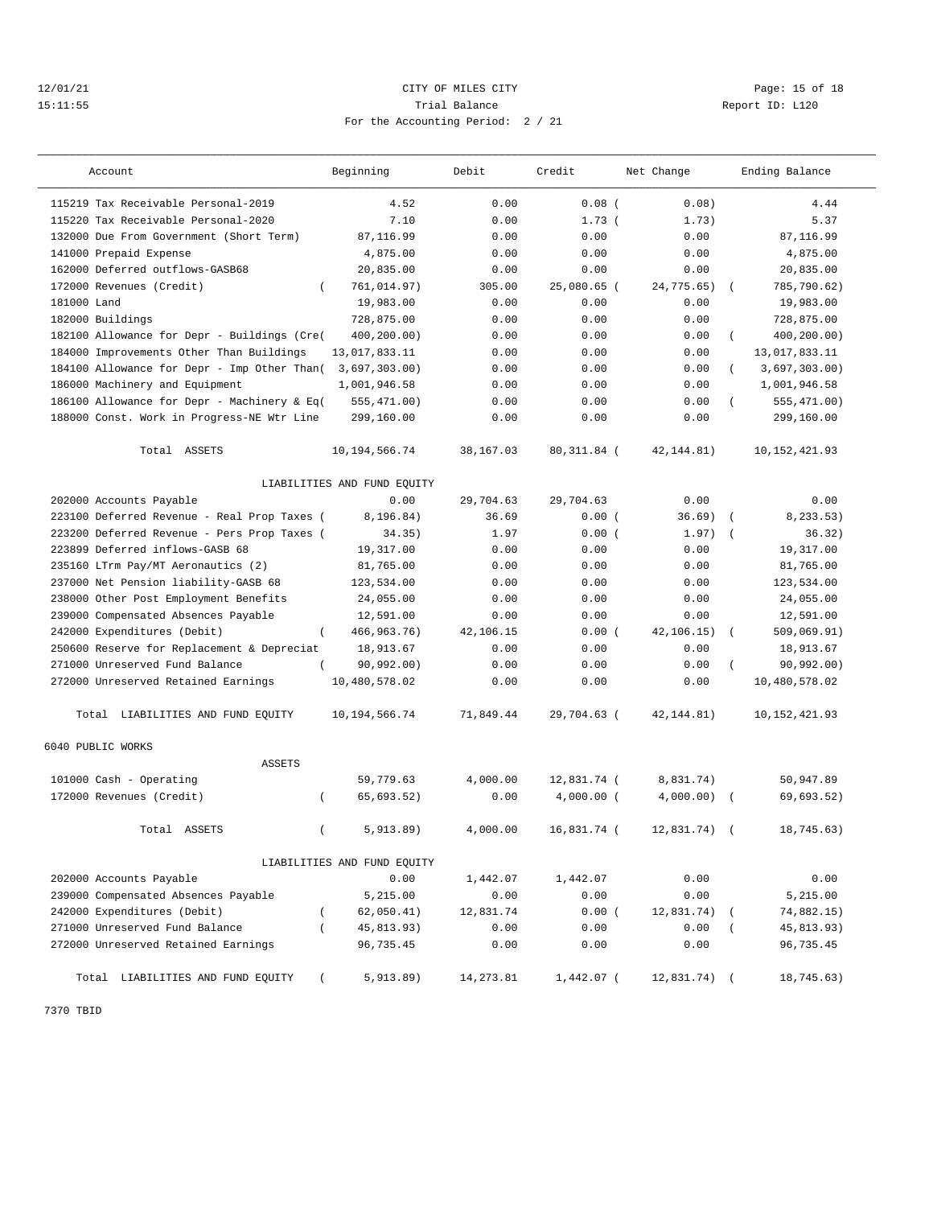12/01/21 CITY OF MILES CITY
15:11:55 Trial Balance Report ID: L120
For the Accounting Period: 2 / 21

| Account | Beginning | Debit | Credit | Net Change | Ending Balance |
|---|---|---|---|---|---|
| 115219 Tax Receivable Personal-2019 | 4.52 | 0.00 | 0.08 | ( 0.08) | 4.44 |
| 115220 Tax Receivable Personal-2020 | 7.10 | 0.00 | 1.73 | ( 1.73) | 5.37 |
| 132000 Due From Government (Short Term) | 87,116.99 | 0.00 | 0.00 | 0.00 | 87,116.99 |
| 141000 Prepaid Expense | 4,875.00 | 0.00 | 0.00 | 0.00 | 4,875.00 |
| 162000 Deferred outflows-GASB68 | 20,835.00 | 0.00 | 0.00 | 0.00 | 20,835.00 |
| 172000 Revenues (Credit) | ( 761,014.97) | 305.00 | 25,080.65 | ( 24,775.65) | ( 785,790.62) |
| 181000 Land | 19,983.00 | 0.00 | 0.00 | 0.00 | 19,983.00 |
| 182000 Buildings | 728,875.00 | 0.00 | 0.00 | 0.00 | 728,875.00 |
| 182100 Allowance for Depr - Buildings (Cre( | 400,200.00) | 0.00 | 0.00 | 0.00 | ( 400,200.00) |
| 184000 Improvements Other Than Buildings | 13,017,833.11 | 0.00 | 0.00 | 0.00 | 13,017,833.11 |
| 184100 Allowance for Depr - Imp Other Than( | 3,697,303.00) | 0.00 | 0.00 | 0.00 | ( 3,697,303.00) |
| 186000 Machinery and Equipment | 1,001,946.58 | 0.00 | 0.00 | 0.00 | 1,001,946.58 |
| 186100 Allowance for Depr - Machinery & Eq( | 555,471.00) | 0.00 | 0.00 | 0.00 | ( 555,471.00) |
| 188000 Const. Work in Progress-NE Wtr Line | 299,160.00 | 0.00 | 0.00 | 0.00 | 299,160.00 |
| Total ASSETS | 10,194,566.74 | 38,167.03 | 80,311.84 | ( 42,144.81) | 10,152,421.93 |
| LIABILITIES AND FUND EQUITY | | | | | |
| 202000 Accounts Payable | 0.00 | 29,704.63 | 29,704.63 | 0.00 | 0.00 |
| 223100 Deferred Revenue - Real Prop Taxes ( | 8,196.84) | 36.69 | 0.00 | ( 36.69) | ( 8,233.53) |
| 223200 Deferred Revenue - Pers Prop Taxes ( | 34.35) | 1.97 | 0.00 | ( 1.97) | ( 36.32) |
| 223899 Deferred inflows-GASB 68 | 19,317.00 | 0.00 | 0.00 | 0.00 | 19,317.00 |
| 235160 LTrm Pay/MT Aeronautics (2) | 81,765.00 | 0.00 | 0.00 | 0.00 | 81,765.00 |
| 237000 Net Pension liability-GASB 68 | 123,534.00 | 0.00 | 0.00 | 0.00 | 123,534.00 |
| 238000 Other Post Employment Benefits | 24,055.00 | 0.00 | 0.00 | 0.00 | 24,055.00 |
| 239000 Compensated Absences Payable | 12,591.00 | 0.00 | 0.00 | 0.00 | 12,591.00 |
| 242000 Expenditures (Debit) | ( 466,963.76) | 42,106.15 | 0.00 | ( 42,106.15) | ( 509,069.91) |
| 250600 Reserve for Replacement & Depreciat | 18,913.67 | 0.00 | 0.00 | 0.00 | 18,913.67 |
| 271000 Unreserved Fund Balance | ( 90,992.00) | 0.00 | 0.00 | 0.00 | ( 90,992.00) |
| 272000 Unreserved Retained Earnings | 10,480,578.02 | 0.00 | 0.00 | 0.00 | 10,480,578.02 |
| Total LIABILITIES AND FUND EQUITY | 10,194,566.74 | 71,849.44 | 29,704.63 | ( 42,144.81) | 10,152,421.93 |

6040 PUBLIC WORKS

| Account | Beginning | Debit | Credit | Net Change | Ending Balance |
|---|---|---|---|---|---|
| ASSETS | | | | | |
| 101000 Cash - Operating | 59,779.63 | 4,000.00 | 12,831.74 | ( 8,831.74) | 50,947.89 |
| 172000 Revenues (Credit) | ( 65,693.52) | 0.00 | 4,000.00 | ( 4,000.00) | ( 69,693.52) |
| Total ASSETS | ( 5,913.89) | 4,000.00 | 16,831.74 | ( 12,831.74) | ( 18,745.63) |
| LIABILITIES AND FUND EQUITY | | | | | |
| 202000 Accounts Payable | 0.00 | 1,442.07 | 1,442.07 | 0.00 | 0.00 |
| 239000 Compensated Absences Payable | 5,215.00 | 0.00 | 0.00 | 0.00 | 5,215.00 |
| 242000 Expenditures (Debit) | ( 62,050.41) | 12,831.74 | 0.00 | ( 12,831.74) | ( 74,882.15) |
| 271000 Unreserved Fund Balance | ( 45,813.93) | 0.00 | 0.00 | 0.00 | ( 45,813.93) |
| 272000 Unreserved Retained Earnings | 96,735.45 | 0.00 | 0.00 | 0.00 | 96,735.45 |
| Total LIABILITIES AND FUND EQUITY | ( 5,913.89) | 14,273.81 | 1,442.07 | ( 12,831.74) | ( 18,745.63) |

7370 TBID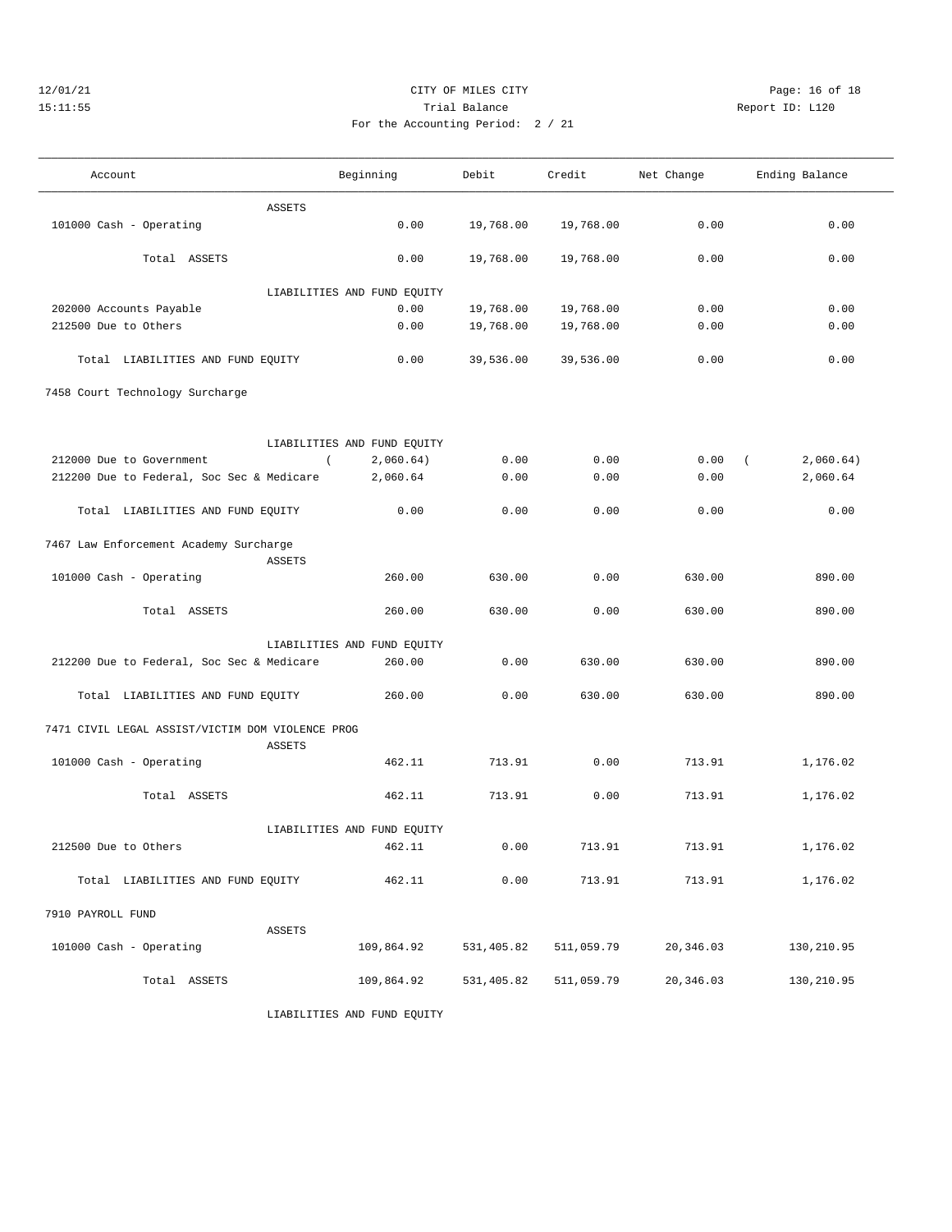CITY OF MILES CITY

Trial Balance

For the Accounting Period: 2 / 21

| Account | Beginning | Debit | Credit | Net Change | Ending Balance |
|---|---|---|---|---|---|
| ASSETS | | | | | |
| 101000 Cash - Operating | 0.00 | 19,768.00 | 19,768.00 | 0.00 | 0.00 |
| Total ASSETS | 0.00 | 19,768.00 | 19,768.00 | 0.00 | 0.00 |
| LIABILITIES AND FUND EQUITY | | | | | |
| 202000 Accounts Payable | 0.00 | 19,768.00 | 19,768.00 | 0.00 | 0.00 |
| 212500 Due to Others | 0.00 | 19,768.00 | 19,768.00 | 0.00 | 0.00 |
| Total LIABILITIES AND FUND EQUITY | 0.00 | 39,536.00 | 39,536.00 | 0.00 | 0.00 |
| **7458 Court Technology Surcharge** | | | | | |
| LIABILITIES AND FUND EQUITY | | | | | |
| 212000 Due to Government | ( 2,060.64) | 0.00 | 0.00 | 0.00 | ( 2,060.64) |
| 212200 Due to Federal, Soc Sec & Medicare | 2,060.64 | 0.00 | 0.00 | 0.00 | 2,060.64 |
| Total LIABILITIES AND FUND EQUITY | 0.00 | 0.00 | 0.00 | 0.00 | 0.00 |
| **7467 Law Enforcement Academy Surcharge** | | | | | |
| ASSETS | | | | | |
| 101000 Cash - Operating | 260.00 | 630.00 | 0.00 | 630.00 | 890.00 |
| Total ASSETS | 260.00 | 630.00 | 0.00 | 630.00 | 890.00 |
| LIABILITIES AND FUND EQUITY | | | | | |
| 212200 Due to Federal, Soc Sec & Medicare | 260.00 | 0.00 | 630.00 | 630.00 | 890.00 |
| Total LIABILITIES AND FUND EQUITY | 260.00 | 0.00 | 630.00 | 630.00 | 890.00 |
| **7471 CIVIL LEGAL ASSIST/VICTIM DOM VIOLENCE PROG** | | | | | |
| ASSETS | | | | | |
| 101000 Cash - Operating | 462.11 | 713.91 | 0.00 | 713.91 | 1,176.02 |
| Total ASSETS | 462.11 | 713.91 | 0.00 | 713.91 | 1,176.02 |
| LIABILITIES AND FUND EQUITY | | | | | |
| 212500 Due to Others | 462.11 | 0.00 | 713.91 | 713.91 | 1,176.02 |
| Total LIABILITIES AND FUND EQUITY | 462.11 | 0.00 | 713.91 | 713.91 | 1,176.02 |
| **7910 PAYROLL FUND** | | | | | |
| ASSETS | | | | | |
| 101000 Cash - Operating | 109,864.92 | 531,405.82 | 511,059.79 | 20,346.03 | 130,210.95 |
| Total ASSETS | 109,864.92 | 531,405.82 | 511,059.79 | 20,346.03 | 130,210.95 |
| LIABILITIES AND FUND EQUITY | | | | | |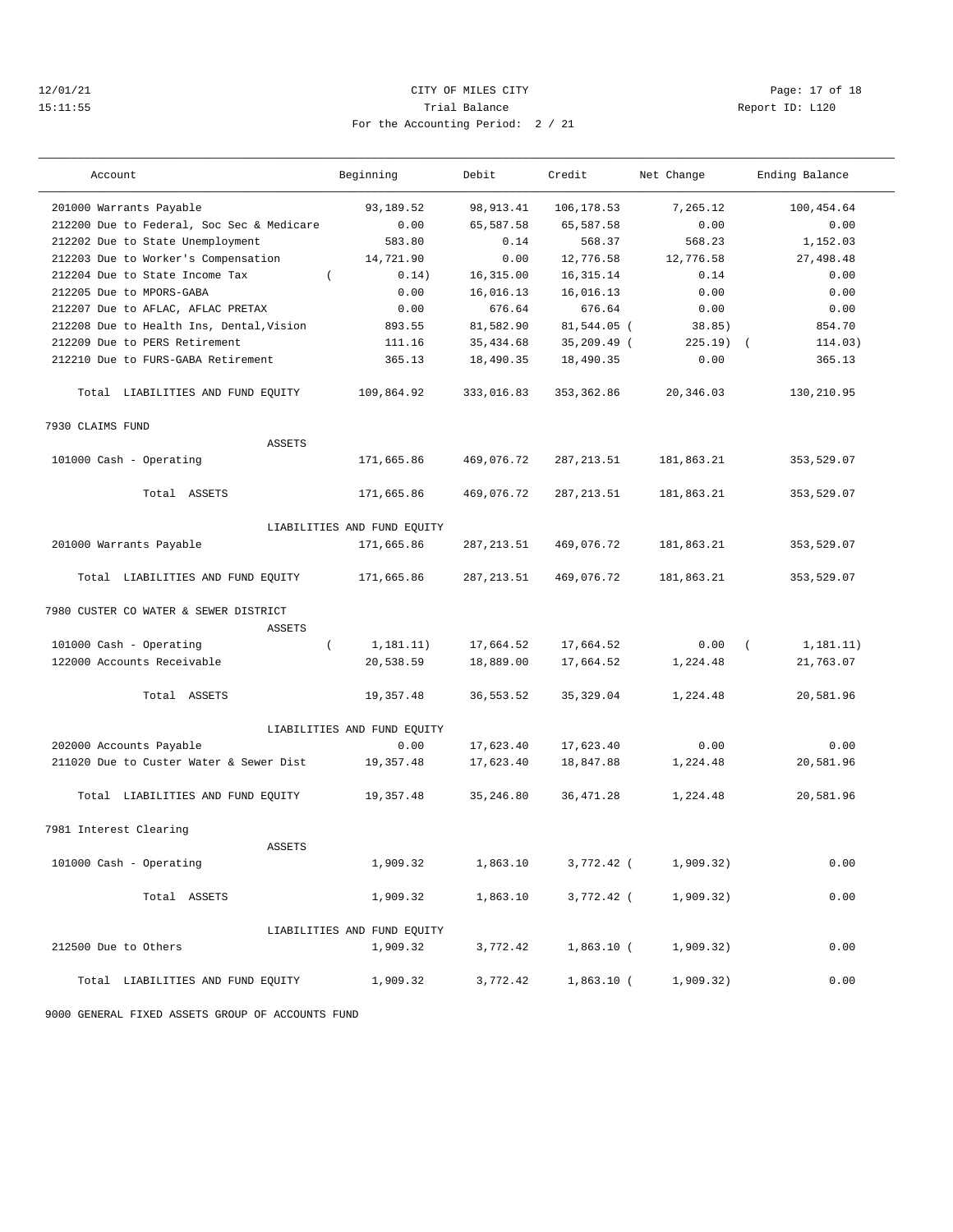12/01/21 CITY OF MILES CITY
15:11:55 Trial Balance Report ID: L120
For the Accounting Period: 2 / 21

| Account | Beginning | Debit | Credit | Net Change | Ending Balance |
|---|---|---|---|---|---|
| 201000 Warrants Payable | 93,189.52 | 98,913.41 | 106,178.53 | 7,265.12 | 100,454.64 |
| 212200 Due to Federal, Soc Sec & Medicare | 0.00 | 65,587.58 | 65,587.58 | 0.00 | 0.00 |
| 212202 Due to State Unemployment | 583.80 | 0.14 | 568.37 | 568.23 | 1,152.03 |
| 212203 Due to Worker's Compensation | 14,721.90 | 0.00 | 12,776.58 | 12,776.58 | 27,498.48 |
| 212204 Due to State Income Tax | ( 0.14) | 16,315.00 | 16,315.14 | 0.14 | 0.00 |
| 212205 Due to MPORS-GABA | 0.00 | 16,016.13 | 16,016.13 | 0.00 | 0.00 |
| 212207 Due to AFLAC, AFLAC PRETAX | 0.00 | 676.64 | 676.64 | 0.00 | 0.00 |
| 212208 Due to Health Ins, Dental,Vision | 893.55 | 81,582.90 | 81,544.05 | ( 38.85) | 854.70 |
| 212209 Due to PERS Retirement | 111.16 | 35,434.68 | 35,209.49 | ( 225.19) | ( 114.03) |
| 212210 Due to FURS-GABA Retirement | 365.13 | 18,490.35 | 18,490.35 | 0.00 | 365.13 |
| Total LIABILITIES AND FUND EQUITY | 109,864.92 | 333,016.83 | 353,362.86 | 20,346.03 | 130,210.95 |
| **7930 CLAIMS FUND** | | | | | |
| ASSETS | | | | | |
| 101000 Cash - Operating | 171,665.86 | 469,076.72 | 287,213.51 | 181,863.21 | 353,529.07 |
| Total ASSETS | 171,665.86 | 469,076.72 | 287,213.51 | 181,863.21 | 353,529.07 |
| LIABILITIES AND FUND EQUITY | | | | | |
| 201000 Warrants Payable | 171,665.86 | 287,213.51 | 469,076.72 | 181,863.21 | 353,529.07 |
| Total LIABILITIES AND FUND EQUITY | 171,665.86 | 287,213.51 | 469,076.72 | 181,863.21 | 353,529.07 |
| **7980 CUSTER CO WATER & SEWER DISTRICT** | | | | | |
| ASSETS | | | | | |
| 101000 Cash - Operating | ( 1,181.11) | 17,664.52 | 17,664.52 | 0.00 | ( 1,181.11) |
| 122000 Accounts Receivable | 20,538.59 | 18,889.00 | 17,664.52 | 1,224.48 | 21,763.07 |
| Total ASSETS | 19,357.48 | 36,553.52 | 35,329.04 | 1,224.48 | 20,581.96 |
| LIABILITIES AND FUND EQUITY | | | | | |
| 202000 Accounts Payable | 0.00 | 17,623.40 | 17,623.40 | 0.00 | 0.00 |
| 211020 Due to Custer Water & Sewer Dist | 19,357.48 | 17,623.40 | 18,847.88 | 1,224.48 | 20,581.96 |
| Total LIABILITIES AND FUND EQUITY | 19,357.48 | 35,246.80 | 36,471.28 | 1,224.48 | 20,581.96 |
| **7981 Interest Clearing** | | | | | |
| ASSETS | | | | | |
| 101000 Cash - Operating | 1,909.32 | 1,863.10 | 3,772.42 | ( 1,909.32) | 0.00 |
| Total ASSETS | 1,909.32 | 1,863.10 | 3,772.42 | ( 1,909.32) | 0.00 |
| LIABILITIES AND FUND EQUITY | | | | | |
| 212500 Due to Others | 1,909.32 | 3,772.42 | 1,863.10 | ( 1,909.32) | 0.00 |
| Total LIABILITIES AND FUND EQUITY | 1,909.32 | 3,772.42 | 1,863.10 | ( 1,909.32) | 0.00 |

9000 GENERAL FIXED ASSETS GROUP OF ACCOUNTS FUND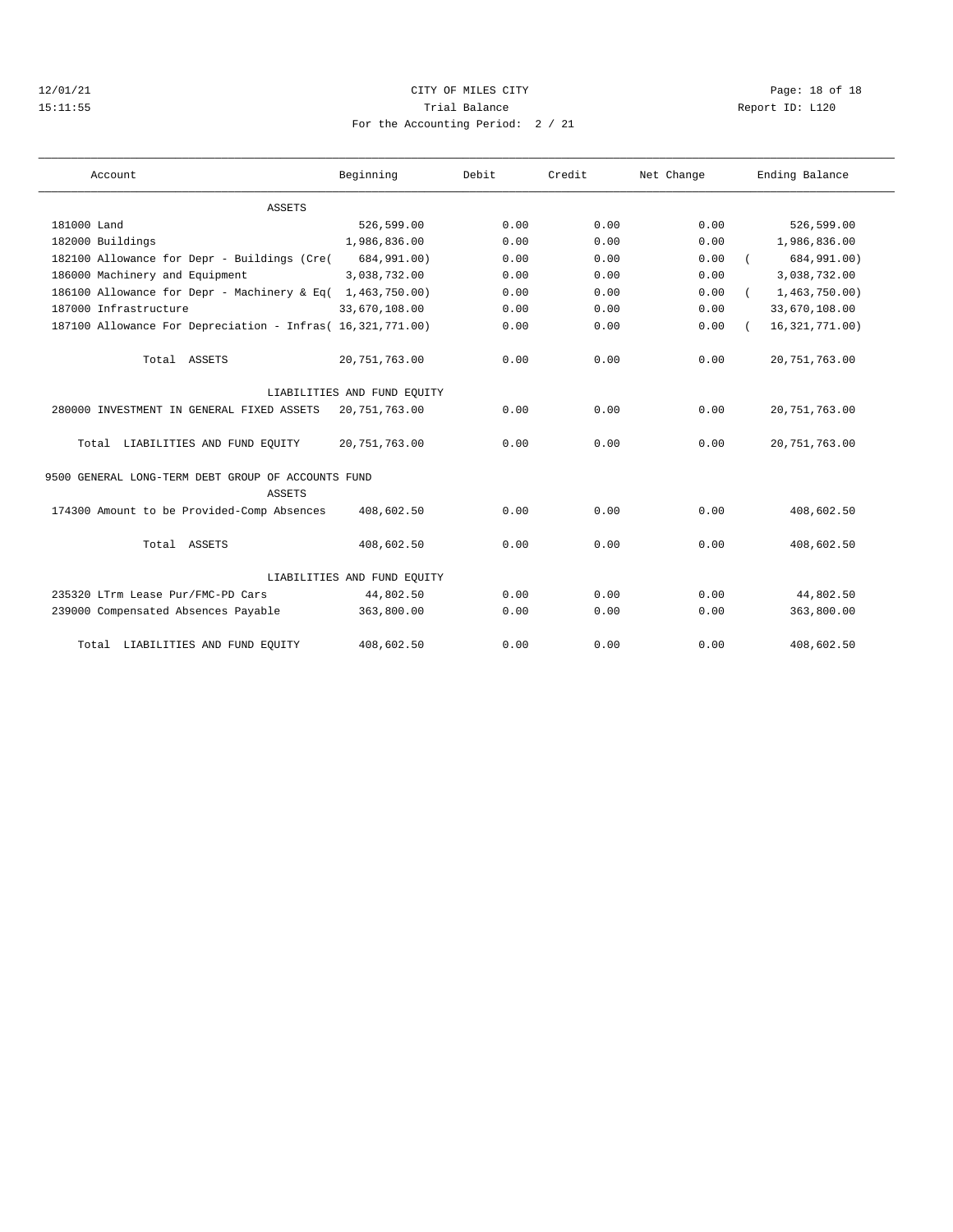12/01/21 CITY OF MILES CITY

15:11:55 Trial Balance Report ID: L120

For the Accounting Period: 2 / 21

| Account | Beginning | Debit | Credit | Net Change | Ending Balance |
|---|---|---|---|---|---|
| ASSETS | | | | | |
| 181000 Land | 526,599.00 | 0.00 | 0.00 | 0.00 | 526,599.00 |
| 182000 Buildings | 1,986,836.00 | 0.00 | 0.00 | 0.00 | 1,986,836.00 |
| 182100 Allowance for Depr - Buildings (Cre( | 684,991.00) | 0.00 | 0.00 | 0.00 | ( 684,991.00) |
| 186000 Machinery and Equipment | 3,038,732.00 | 0.00 | 0.00 | 0.00 | 3,038,732.00 |
| 186100 Allowance for Depr - Machinery & Eq( | 1,463,750.00) | 0.00 | 0.00 | 0.00 | ( 1,463,750.00) |
| 187000 Infrastructure | 33,670,108.00 | 0.00 | 0.00 | 0.00 | 33,670,108.00 |
| 187100 Allowance For Depreciation - Infras( | 16,321,771.00) | 0.00 | 0.00 | 0.00 | ( 16,321,771.00) |
| Total ASSETS | 20,751,763.00 | 0.00 | 0.00 | 0.00 | 20,751,763.00 |
| LIABILITIES AND FUND EQUITY | | | | | |
| 280000 INVESTMENT IN GENERAL FIXED ASSETS | 20,751,763.00 | 0.00 | 0.00 | 0.00 | 20,751,763.00 |
| Total LIABILITIES AND FUND EQUITY | 20,751,763.00 | 0.00 | 0.00 | 0.00 | 20,751,763.00 |
| 9500 GENERAL LONG-TERM DEBT GROUP OF ACCOUNTS FUND | | | | | |
| ASSETS | | | | | |
| 174300 Amount to be Provided-Comp Absences | 408,602.50 | 0.00 | 0.00 | 0.00 | 408,602.50 |
| Total ASSETS | 408,602.50 | 0.00 | 0.00 | 0.00 | 408,602.50 |
| LIABILITIES AND FUND EQUITY | | | | | |
| 235320 LTrm Lease Pur/FMC-PD Cars | 44,802.50 | 0.00 | 0.00 | 0.00 | 44,802.50 |
| 239000 Compensated Absences Payable | 363,800.00 | 0.00 | 0.00 | 0.00 | 363,800.00 |
| Total LIABILITIES AND FUND EQUITY | 408,602.50 | 0.00 | 0.00 | 0.00 | 408,602.50 |